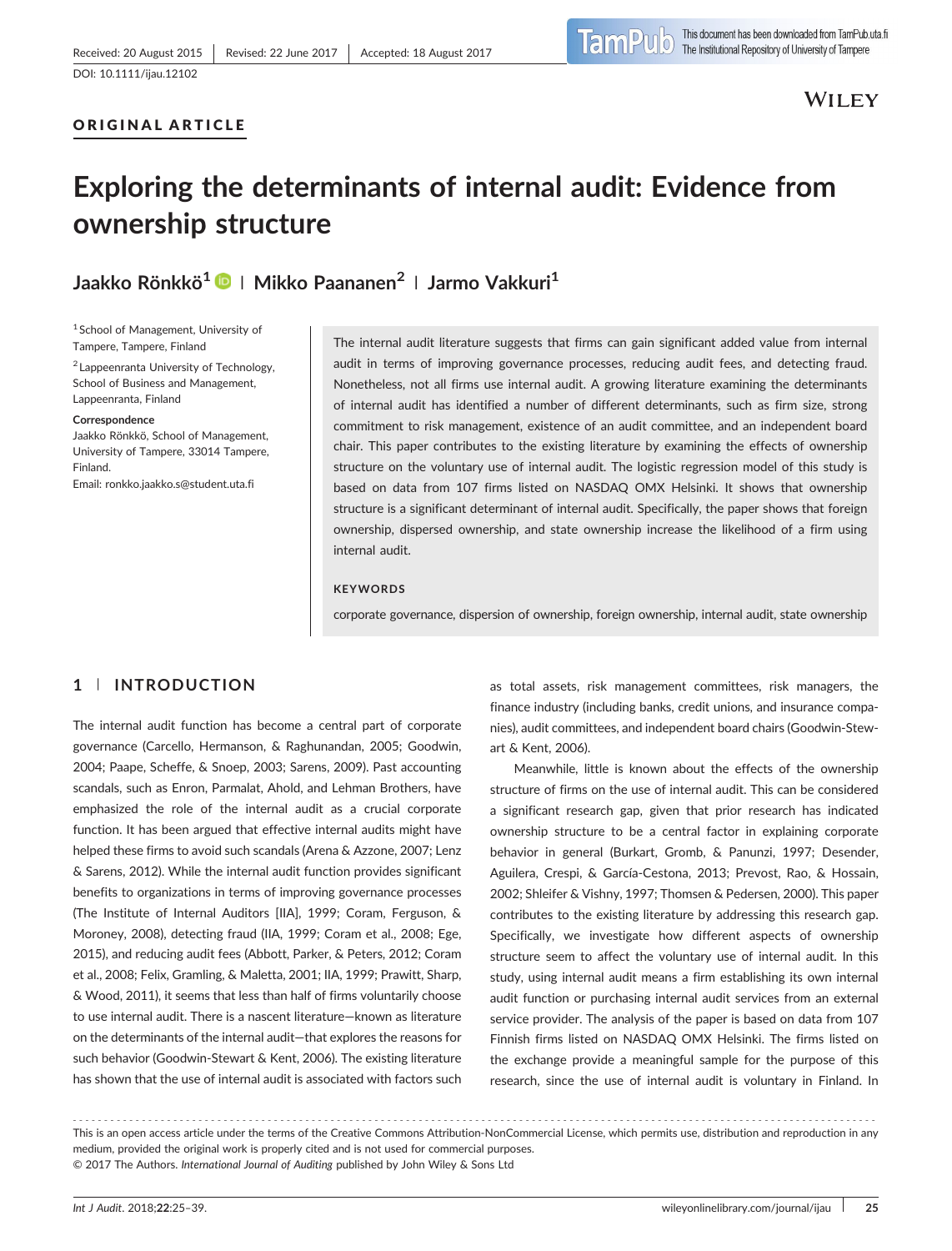Received: 20 August 2015 | Revised: 22 June 2017 | Accepted: 18 August 2017

DOI: 10.1111/ijau.12102

**ORIGINAL ARTICLE**

# Exploring the determinants of internal audit: Evidence from ownership structure

**Jaakko Rönkkö[1] | Mikko Paananen[2] | Jarmo Vakkuri[1]**

[1] School of Management, University of Tampere, Tampere, Finland

[2] Lappeenranta University of Technology, School of Business and Management, Lappeenranta, Finland

**Correspondence**
Jaakko Rönkkö, School of Management, University of Tampere, 33014 Tampere, Finland.
Email: ronkko.jaakko.s@student.uta.fi

The internal audit literature suggests that firms can gain significant added value from internal audit in terms of improving governance processes, reducing audit fees, and detecting fraud. Nonetheless, not all firms use internal audit. A growing literature examining the determinants of internal audit has identified a number of different determinants, such as firm size, strong commitment to risk management, existence of an audit committee, and an independent board chair. This paper contributes to the existing literature by examining the effects of ownership structure on the voluntary use of internal audit. The logistic regression model of this study is based on data from 107 firms listed on NASDAQ OMX Helsinki. It shows that ownership structure is a significant determinant of internal audit. Specifically, the paper shows that foreign ownership, dispersed ownership, and state ownership increase the likelihood of a firm using internal audit.

**KEYWORDS**

corporate governance, dispersion of ownership, foreign ownership, internal audit, state ownership

## 1 | INTRODUCTION

The internal audit function has become a central part of corporate governance (Carcello, Hermanson, & Raghunandan, 2005; Goodwin, 2004; Paape, Scheffe, & Snoep, 2003; Sarens, 2009). Past accounting scandals, such as Enron, Parmalat, Ahold, and Lehman Brothers, have emphasized the role of the internal audit as a crucial corporate function. It has been argued that effective internal audits might have helped these firms to avoid such scandals (Arena & Azzone, 2007; Lenz & Sarens, 2012). While the internal audit function provides significant benefits to organizations in terms of improving governance processes (The Institute of Internal Auditors [IIA], 1999; Coram, Ferguson, & Moroney, 2008), detecting fraud (IIA, 1999; Coram et al., 2008; Ege, 2015), and reducing audit fees (Abbott, Parker, & Peters, 2012; Coram et al., 2008; Felix, Gramling, & Maletta, 2001; IIA, 1999; Prawitt, Sharp, & Wood, 2011), it seems that less than half of firms voluntarily choose to use internal audit. There is a nascent literature—known as literature on the determinants of the internal audit—that explores the reasons for such behavior (Goodwin-Stewart & Kent, 2006). The existing literature has shown that the use of internal audit is associated with factors such as total assets, risk management committees, risk managers, the finance industry (including banks, credit unions, and insurance companies), audit committees, and independent board chairs (Goodwin-Stewart & Kent, 2006).

Meanwhile, little is known about the effects of the ownership structure of firms on the use of internal audit. This can be considered a significant research gap, given that prior research has indicated ownership structure to be a central factor in explaining corporate behavior in general (Burkart, Gromb, & Panunzi, 1997; Desender, Aguilera, Crespi, & García-Cestona, 2013; Prevost, Rao, & Hossain, 2002; Shleifer & Vishny, 1997; Thomsen & Pedersen, 2000). This paper contributes to the existing literature by addressing this research gap. Specifically, we investigate how different aspects of ownership structure seem to affect the voluntary use of internal audit. In this study, using internal audit means a firm establishing its own internal audit function or purchasing internal audit services from an external service provider. The analysis of the paper is based on data from 107 Finnish firms listed on NASDAQ OMX Helsinki. The firms listed on the exchange provide a meaningful sample for the purpose of this research, since the use of internal audit is voluntary in Finland. In

This is an open access article under the terms of the Creative Commons Attribution-NonCommercial License, which permits use, distribution and reproduction in any medium, provided the original work is properly cited and is not used for commercial purposes.
© 2017 The Authors. *International Journal of Auditing* published by John Wiley & Sons Ltd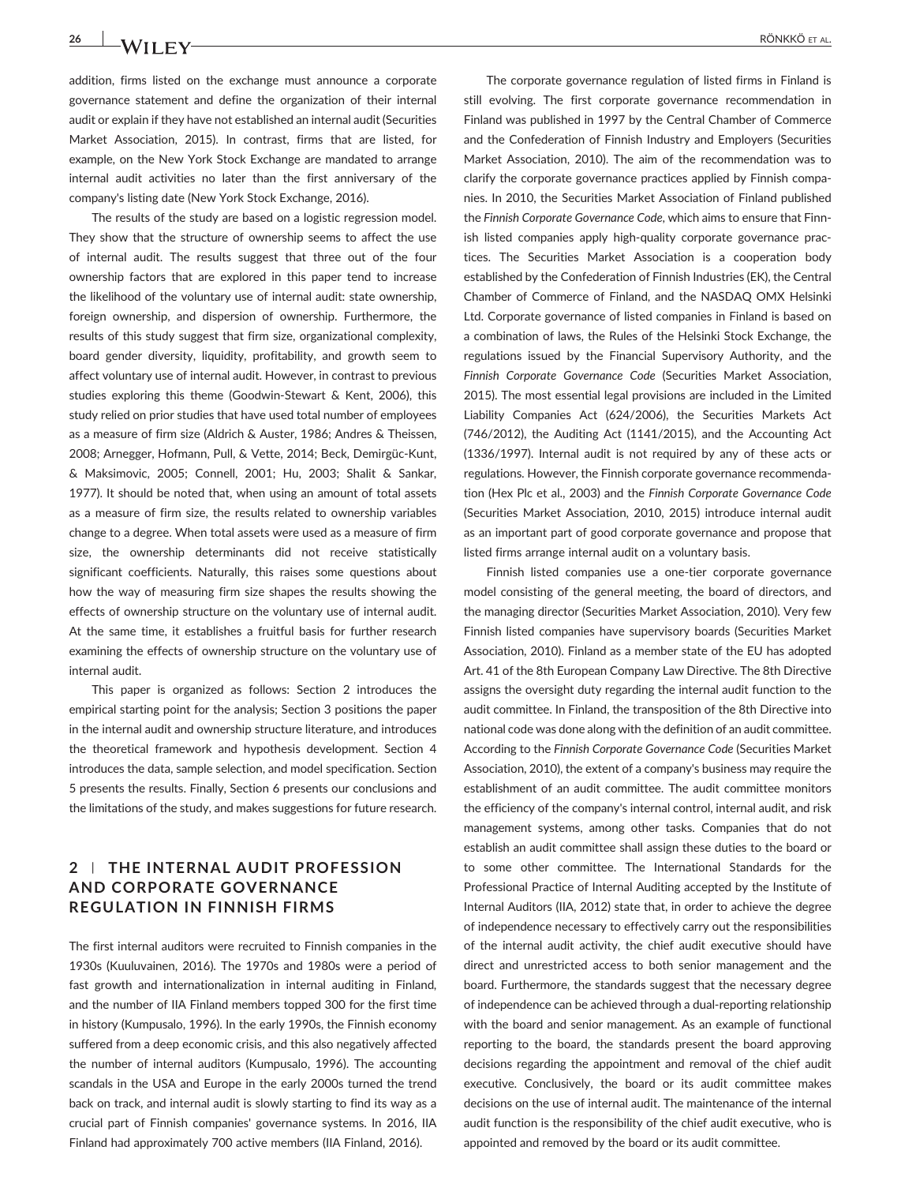addition, firms listed on the exchange must announce a corporate governance statement and define the organization of their internal audit or explain if they have not established an internal audit (Securities Market Association, 2015). In contrast, firms that are listed, for example, on the New York Stock Exchange are mandated to arrange internal audit activities no later than the first anniversary of the company's listing date (New York Stock Exchange, 2016).

The results of the study are based on a logistic regression model. They show that the structure of ownership seems to affect the use of internal audit. The results suggest that three out of the four ownership factors that are explored in this paper tend to increase the likelihood of the voluntary use of internal audit: state ownership, foreign ownership, and dispersion of ownership. Furthermore, the results of this study suggest that firm size, organizational complexity, board gender diversity, liquidity, profitability, and growth seem to affect voluntary use of internal audit. However, in contrast to previous studies exploring this theme (Goodwin-Stewart & Kent, 2006), this study relied on prior studies that have used total number of employees as a measure of firm size (Aldrich & Auster, 1986; Andres & Theissen, 2008; Arnegger, Hofmann, Pull, & Vette, 2014; Beck, Demirgüc-Kunt, & Maksimovic, 2005; Connell, 2001; Hu, 2003; Shalit & Sankar, 1977). It should be noted that, when using an amount of total assets as a measure of firm size, the results related to ownership variables change to a degree. When total assets were used as a measure of firm size, the ownership determinants did not receive statistically significant coefficients. Naturally, this raises some questions about how the way of measuring firm size shapes the results showing the effects of ownership structure on the voluntary use of internal audit. At the same time, it establishes a fruitful basis for further research examining the effects of ownership structure on the voluntary use of internal audit.

This paper is organized as follows: Section 2 introduces the empirical starting point for the analysis; Section 3 positions the paper in the internal audit and ownership structure literature, and introduces the theoretical framework and hypothesis development. Section 4 introduces the data, sample selection, and model specification. Section 5 presents the results. Finally, Section 6 presents our conclusions and the limitations of the study, and makes suggestions for future research.

## 2 | THE INTERNAL AUDIT PROFESSION AND CORPORATE GOVERNANCE REGULATION IN FINNISH FIRMS

The first internal auditors were recruited to Finnish companies in the 1930s (Kuuluvainen, 2016). The 1970s and 1980s were a period of fast growth and internationalization in internal auditing in Finland, and the number of IIA Finland members topped 300 for the first time in history (Kumpusalo, 1996). In the early 1990s, the Finnish economy suffered from a deep economic crisis, and this also negatively affected the number of internal auditors (Kumpusalo, 1996). The accounting scandals in the USA and Europe in the early 2000s turned the trend back on track, and internal audit is slowly starting to find its way as a crucial part of Finnish companies' governance systems. In 2016, IIA Finland had approximately 700 active members (IIA Finland, 2016).

The corporate governance regulation of listed firms in Finland is still evolving. The first corporate governance recommendation in Finland was published in 1997 by the Central Chamber of Commerce and the Confederation of Finnish Industry and Employers (Securities Market Association, 2010). The aim of the recommendation was to clarify the corporate governance practices applied by Finnish companies. In 2010, the Securities Market Association of Finland published the *Finnish Corporate Governance Code*, which aims to ensure that Finnish listed companies apply high-quality corporate governance practices. The Securities Market Association is a cooperation body established by the Confederation of Finnish Industries (EK), the Central Chamber of Commerce of Finland, and the NASDAQ OMX Helsinki Ltd. Corporate governance of listed companies in Finland is based on a combination of laws, the Rules of the Helsinki Stock Exchange, the regulations issued by the Financial Supervisory Authority, and the *Finnish Corporate Governance Code* (Securities Market Association, 2015). The most essential legal provisions are included in the Limited Liability Companies Act (624/2006), the Securities Markets Act (746/2012), the Auditing Act (1141/2015), and the Accounting Act (1336/1997). Internal audit is not required by any of these acts or regulations. However, the Finnish corporate governance recommendation (Hex Plc et al., 2003) and the *Finnish Corporate Governance Code* (Securities Market Association, 2010, 2015) introduce internal audit as an important part of good corporate governance and propose that listed firms arrange internal audit on a voluntary basis.

Finnish listed companies use a one-tier corporate governance model consisting of the general meeting, the board of directors, and the managing director (Securities Market Association, 2010). Very few Finnish listed companies have supervisory boards (Securities Market Association, 2010). Finland as a member state of the EU has adopted Art. 41 of the 8th European Company Law Directive. The 8th Directive assigns the oversight duty regarding the internal audit function to the audit committee. In Finland, the transposition of the 8th Directive into national code was done along with the definition of an audit committee. According to the *Finnish Corporate Governance Code* (Securities Market Association, 2010), the extent of a company's business may require the establishment of an audit committee. The audit committee monitors the efficiency of the company's internal control, internal audit, and risk management systems, among other tasks. Companies that do not establish an audit committee shall assign these duties to the board or to some other committee. The International Standards for the Professional Practice of Internal Auditing accepted by the Institute of Internal Auditors (IIA, 2012) state that, in order to achieve the degree of independence necessary to effectively carry out the responsibilities of the internal audit activity, the chief audit executive should have direct and unrestricted access to both senior management and the board. Furthermore, the standards suggest that the necessary degree of independence can be achieved through a dual-reporting relationship with the board and senior management. As an example of functional reporting to the board, the standards present the board approving decisions regarding the appointment and removal of the chief audit executive. Conclusively, the board or its audit committee makes decisions on the use of internal audit. The maintenance of the internal audit function is the responsibility of the chief audit executive, who is appointed and removed by the board or its audit committee.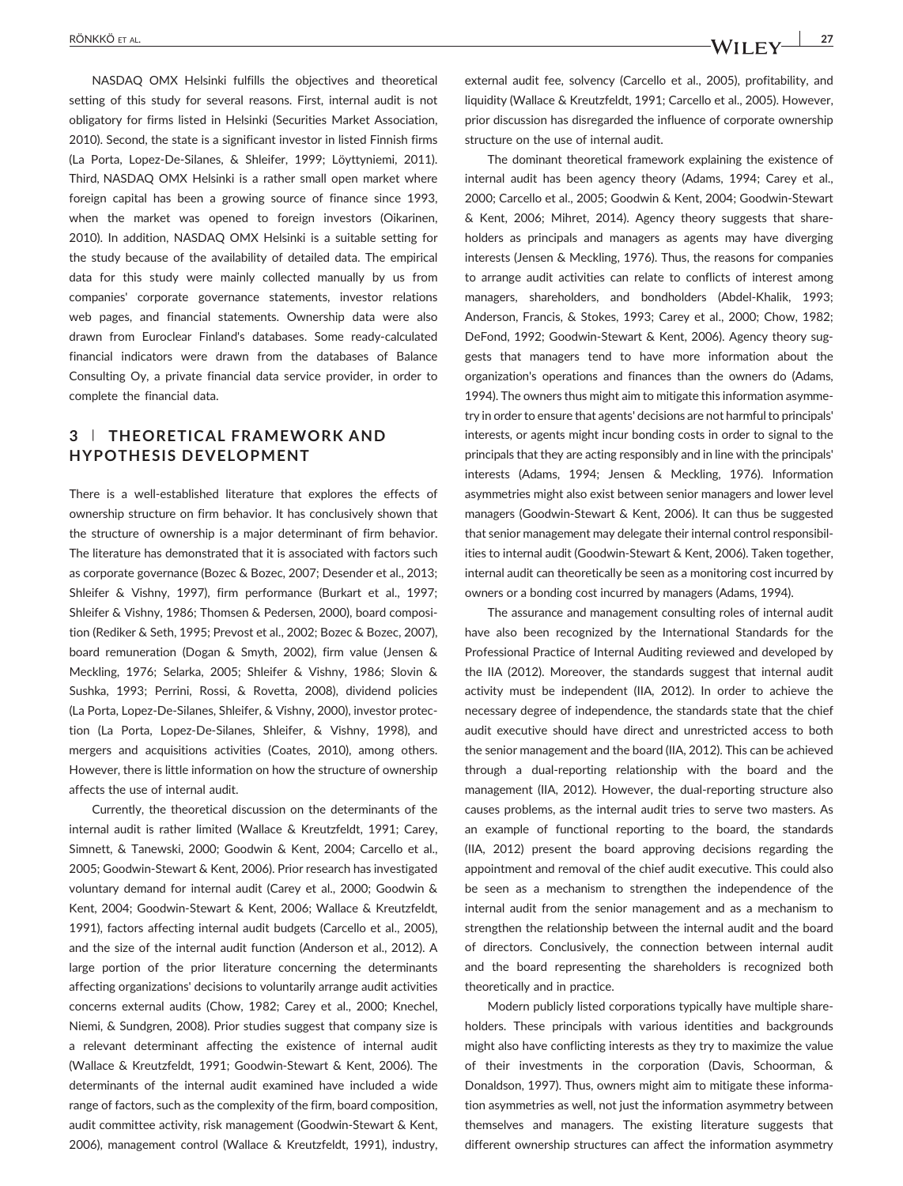NASDAQ OMX Helsinki fulfills the objectives and theoretical setting of this study for several reasons. First, internal audit is not obligatory for firms listed in Helsinki (Securities Market Association, 2010). Second, the state is a significant investor in listed Finnish firms (La Porta, Lopez-De-Silanes, & Shleifer, 1999; Löyttyniemi, 2011). Third, NASDAQ OMX Helsinki is a rather small open market where foreign capital has been a growing source of finance since 1993, when the market was opened to foreign investors (Oikarinen, 2010). In addition, NASDAQ OMX Helsinki is a suitable setting for the study because of the availability of detailed data. The empirical data for this study were mainly collected manually by us from companies' corporate governance statements, investor relations web pages, and financial statements. Ownership data were also drawn from Euroclear Finland's databases. Some ready-calculated financial indicators were drawn from the databases of Balance Consulting Oy, a private financial data service provider, in order to complete the financial data.

## 3 | THEORETICAL FRAMEWORK AND HYPOTHESIS DEVELOPMENT

There is a well-established literature that explores the effects of ownership structure on firm behavior. It has conclusively shown that the structure of ownership is a major determinant of firm behavior. The literature has demonstrated that it is associated with factors such as corporate governance (Bozec & Bozec, 2007; Desender et al., 2013; Shleifer & Vishny, 1997), firm performance (Burkart et al., 1997; Shleifer & Vishny, 1986; Thomsen & Pedersen, 2000), board composition (Rediker & Seth, 1995; Prevost et al., 2002; Bozec & Bozec, 2007), board remuneration (Dogan & Smyth, 2002), firm value (Jensen & Meckling, 1976; Selarka, 2005; Shleifer & Vishny, 1986; Slovin & Sushka, 1993; Perrini, Rossi, & Rovetta, 2008), dividend policies (La Porta, Lopez-De-Silanes, Shleifer, & Vishny, 2000), investor protection (La Porta, Lopez-De-Silanes, Shleifer, & Vishny, 1998), and mergers and acquisitions activities (Coates, 2010), among others. However, there is little information on how the structure of ownership affects the use of internal audit.

Currently, the theoretical discussion on the determinants of the internal audit is rather limited (Wallace & Kreutzfeldt, 1991; Carey, Simnett, & Tanewski, 2000; Goodwin & Kent, 2004; Carcello et al., 2005; Goodwin-Stewart & Kent, 2006). Prior research has investigated voluntary demand for internal audit (Carey et al., 2000; Goodwin & Kent, 2004; Goodwin-Stewart & Kent, 2006; Wallace & Kreutzfeldt, 1991), factors affecting internal audit budgets (Carcello et al., 2005), and the size of the internal audit function (Anderson et al., 2012). A large portion of the prior literature concerning the determinants affecting organizations' decisions to voluntarily arrange audit activities concerns external audits (Chow, 1982; Carey et al., 2000; Knechel, Niemi, & Sundgren, 2008). Prior studies suggest that company size is a relevant determinant affecting the existence of internal audit (Wallace & Kreutzfeldt, 1991; Goodwin-Stewart & Kent, 2006). The determinants of the internal audit examined have included a wide range of factors, such as the complexity of the firm, board composition, audit committee activity, risk management (Goodwin-Stewart & Kent, 2006), management control (Wallace & Kreutzfeldt, 1991), industry, external audit fee, solvency (Carcello et al., 2005), profitability, and liquidity (Wallace & Kreutzfeldt, 1991; Carcello et al., 2005). However, prior discussion has disregarded the influence of corporate ownership structure on the use of internal audit.

The dominant theoretical framework explaining the existence of internal audit has been agency theory (Adams, 1994; Carey et al., 2000; Carcello et al., 2005; Goodwin & Kent, 2004; Goodwin-Stewart & Kent, 2006; Mihret, 2014). Agency theory suggests that shareholders as principals and managers as agents may have diverging interests (Jensen & Meckling, 1976). Thus, the reasons for companies to arrange audit activities can relate to conflicts of interest among managers, shareholders, and bondholders (Abdel-Khalik, 1993; Anderson, Francis, & Stokes, 1993; Carey et al., 2000; Chow, 1982; DeFond, 1992; Goodwin-Stewart & Kent, 2006). Agency theory suggests that managers tend to have more information about the organization's operations and finances than the owners do (Adams, 1994). The owners thus might aim to mitigate this information asymmetry in order to ensure that agents' decisions are not harmful to principals' interests, or agents might incur bonding costs in order to signal to the principals that they are acting responsibly and in line with the principals' interests (Adams, 1994; Jensen & Meckling, 1976). Information asymmetries might also exist between senior managers and lower level managers (Goodwin-Stewart & Kent, 2006). It can thus be suggested that senior management may delegate their internal control responsibilities to internal audit (Goodwin-Stewart & Kent, 2006). Taken together, internal audit can theoretically be seen as a monitoring cost incurred by owners or a bonding cost incurred by managers (Adams, 1994).

The assurance and management consulting roles of internal audit have also been recognized by the International Standards for the Professional Practice of Internal Auditing reviewed and developed by the IIA (2012). Moreover, the standards suggest that internal audit activity must be independent (IIA, 2012). In order to achieve the necessary degree of independence, the standards state that the chief audit executive should have direct and unrestricted access to both the senior management and the board (IIA, 2012). This can be achieved through a dual-reporting relationship with the board and the management (IIA, 2012). However, the dual-reporting structure also causes problems, as the internal audit tries to serve two masters. As an example of functional reporting to the board, the standards (IIA, 2012) present the board approving decisions regarding the appointment and removal of the chief audit executive. This could also be seen as a mechanism to strengthen the independence of the internal audit from the senior management and as a mechanism to strengthen the relationship between the internal audit and the board of directors. Conclusively, the connection between internal audit and the board representing the shareholders is recognized both theoretically and in practice.

Modern publicly listed corporations typically have multiple shareholders. These principals with various identities and backgrounds might also have conflicting interests as they try to maximize the value of their investments in the corporation (Davis, Schoorman, & Donaldson, 1997). Thus, owners might aim to mitigate these information asymmetries as well, not just the information asymmetry between themselves and managers. The existing literature suggests that different ownership structures can affect the information asymmetry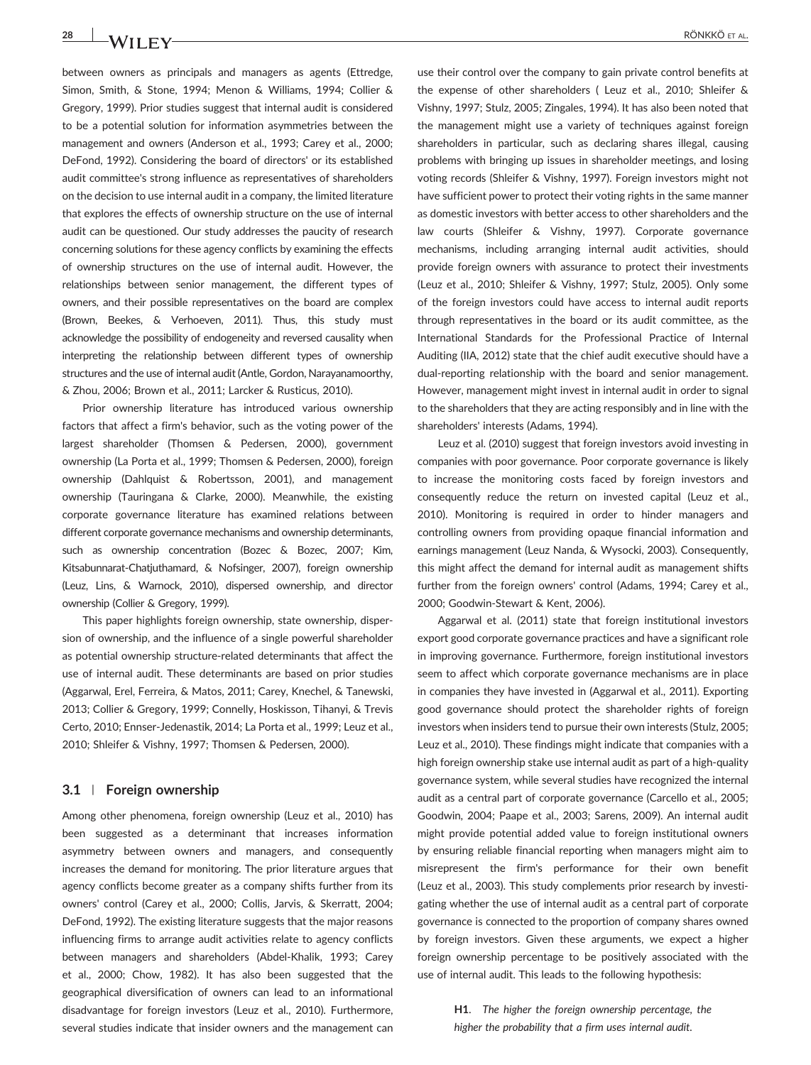between owners as principals and managers as agents (Ettredge, Simon, Smith, & Stone, 1994; Menon & Williams, 1994; Collier & Gregory, 1999). Prior studies suggest that internal audit is considered to be a potential solution for information asymmetries between the management and owners (Anderson et al., 1993; Carey et al., 2000; DeFond, 1992). Considering the board of directors' or its established audit committee's strong influence as representatives of shareholders on the decision to use internal audit in a company, the limited literature that explores the effects of ownership structure on the use of internal audit can be questioned. Our study addresses the paucity of research concerning solutions for these agency conflicts by examining the effects of ownership structures on the use of internal audit. However, the relationships between senior management, the different types of owners, and their possible representatives on the board are complex (Brown, Beekes, & Verhoeven, 2011). Thus, this study must acknowledge the possibility of endogeneity and reversed causality when interpreting the relationship between different types of ownership structures and the use of internal audit (Antle, Gordon, Narayanamoorthy, & Zhou, 2006; Brown et al., 2011; Larcker & Rusticus, 2010).

Prior ownership literature has introduced various ownership factors that affect a firm's behavior, such as the voting power of the largest shareholder (Thomsen & Pedersen, 2000), government ownership (La Porta et al., 1999; Thomsen & Pedersen, 2000), foreign ownership (Dahlquist & Robertsson, 2001), and management ownership (Tauringana & Clarke, 2000). Meanwhile, the existing corporate governance literature has examined relations between different corporate governance mechanisms and ownership determinants, such as ownership concentration (Bozec & Bozec, 2007; Kim, Kitsabunnarat-Chatjuthamard, & Nofsinger, 2007), foreign ownership (Leuz, Lins, & Warnock, 2010), dispersed ownership, and director ownership (Collier & Gregory, 1999).

This paper highlights foreign ownership, state ownership, dispersion of ownership, and the influence of a single powerful shareholder as potential ownership structure-related determinants that affect the use of internal audit. These determinants are based on prior studies (Aggarwal, Erel, Ferreira, & Matos, 2011; Carey, Knechel, & Tanewski, 2013; Collier & Gregory, 1999; Connelly, Hoskisson, Tihanyi, & Trevis Certo, 2010; Ennser-Jedenastik, 2014; La Porta et al., 1999; Leuz et al., 2010; Shleifer & Vishny, 1997; Thomsen & Pedersen, 2000).

### 3.1 | Foreign ownership

Among other phenomena, foreign ownership (Leuz et al., 2010) has been suggested as a determinant that increases information asymmetry between owners and managers, and consequently increases the demand for monitoring. The prior literature argues that agency conflicts become greater as a company shifts further from its owners' control (Carey et al., 2000; Collis, Jarvis, & Skerratt, 2004; DeFond, 1992). The existing literature suggests that the major reasons influencing firms to arrange audit activities relate to agency conflicts between managers and shareholders (Abdel-Khalik, 1993; Carey et al., 2000; Chow, 1982). It has also been suggested that the geographical diversification of owners can lead to an informational disadvantage for foreign investors (Leuz et al., 2010). Furthermore, several studies indicate that insider owners and the management can use their control over the company to gain private control benefits at the expense of other shareholders ( Leuz et al., 2010; Shleifer & Vishny, 1997; Stulz, 2005; Zingales, 1994). It has also been noted that the management might use a variety of techniques against foreign shareholders in particular, such as declaring shares illegal, causing problems with bringing up issues in shareholder meetings, and losing voting records (Shleifer & Vishny, 1997). Foreign investors might not have sufficient power to protect their voting rights in the same manner as domestic investors with better access to other shareholders and the law courts (Shleifer & Vishny, 1997). Corporate governance mechanisms, including arranging internal audit activities, should provide foreign owners with assurance to protect their investments (Leuz et al., 2010; Shleifer & Vishny, 1997; Stulz, 2005). Only some of the foreign investors could have access to internal audit reports through representatives in the board or its audit committee, as the International Standards for the Professional Practice of Internal Auditing (IIA, 2012) state that the chief audit executive should have a dual-reporting relationship with the board and senior management. However, management might invest in internal audit in order to signal to the shareholders that they are acting responsibly and in line with the shareholders' interests (Adams, 1994).

Leuz et al. (2010) suggest that foreign investors avoid investing in companies with poor governance. Poor corporate governance is likely to increase the monitoring costs faced by foreign investors and consequently reduce the return on invested capital (Leuz et al., 2010). Monitoring is required in order to hinder managers and controlling owners from providing opaque financial information and earnings management (Leuz Nanda, & Wysocki, 2003). Consequently, this might affect the demand for internal audit as management shifts further from the foreign owners' control (Adams, 1994; Carey et al., 2000; Goodwin-Stewart & Kent, 2006).

Aggarwal et al. (2011) state that foreign institutional investors export good corporate governance practices and have a significant role in improving governance. Furthermore, foreign institutional investors seem to affect which corporate governance mechanisms are in place in companies they have invested in (Aggarwal et al., 2011). Exporting good governance should protect the shareholder rights of foreign investors when insiders tend to pursue their own interests (Stulz, 2005; Leuz et al., 2010). These findings might indicate that companies with a high foreign ownership stake use internal audit as part of a high-quality governance system, while several studies have recognized the internal audit as a central part of corporate governance (Carcello et al., 2005; Goodwin, 2004; Paape et al., 2003; Sarens, 2009). An internal audit might provide potential added value to foreign institutional owners by ensuring reliable financial reporting when managers might aim to misrepresent the firm's performance for their own benefit (Leuz et al., 2003). This study complements prior research by investigating whether the use of internal audit as a central part of corporate governance is connected to the proportion of company shares owned by foreign investors. Given these arguments, we expect a higher foreign ownership percentage to be positively associated with the use of internal audit. This leads to the following hypothesis:

> **H1**. *The higher the foreign ownership percentage, the higher the probability that a firm uses internal audit.*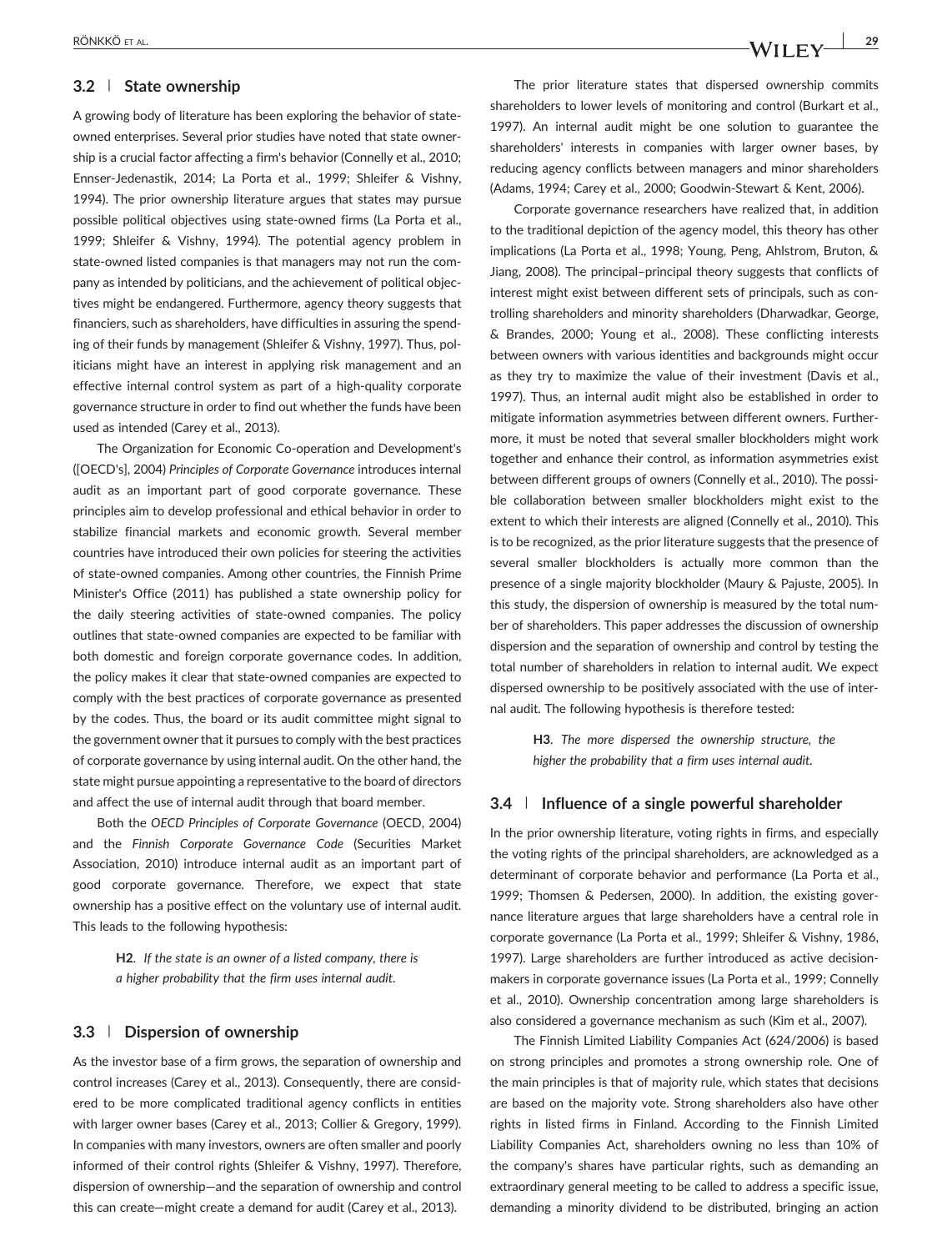### 3.2 | State ownership

A growing body of literature has been exploring the behavior of state-owned enterprises. Several prior studies have noted that state ownership is a crucial factor affecting a firm's behavior (Connelly et al., 2010; Ennser-Jedenastik, 2014; La Porta et al., 1999; Shleifer & Vishny, 1994). The prior ownership literature argues that states may pursue possible political objectives using state-owned firms (La Porta et al., 1999; Shleifer & Vishny, 1994). The potential agency problem in state-owned listed companies is that managers may not run the company as intended by politicians, and the achievement of political objectives might be endangered. Furthermore, agency theory suggests that financiers, such as shareholders, have difficulties in assuring the spending of their funds by management (Shleifer & Vishny, 1997). Thus, politicians might have an interest in applying risk management and an effective internal control system as part of a high-quality corporate governance structure in order to find out whether the funds have been used as intended (Carey et al., 2013).

The Organization for Economic Co-operation and Development's ([OECD's], 2004) *Principles of Corporate Governance* introduces internal audit as an important part of good corporate governance. These principles aim to develop professional and ethical behavior in order to stabilize financial markets and economic growth. Several member countries have introduced their own policies for steering the activities of state-owned companies. Among other countries, the Finnish Prime Minister's Office (2011) has published a state ownership policy for the daily steering activities of state-owned companies. The policy outlines that state-owned companies are expected to be familiar with both domestic and foreign corporate governance codes. In addition, the policy makes it clear that state-owned companies are expected to comply with the best practices of corporate governance as presented by the codes. Thus, the board or its audit committee might signal to the government owner that it pursues to comply with the best practices of corporate governance by using internal audit. On the other hand, the state might pursue appointing a representative to the board of directors and affect the use of internal audit through that board member.

Both the *OECD Principles of Corporate Governance* (OECD, 2004) and the *Finnish Corporate Governance Code* (Securities Market Association, 2010) introduce internal audit as an important part of good corporate governance. Therefore, we expect that state ownership has a positive effect on the voluntary use of internal audit. This leads to the following hypothesis:

> **H2**. *If the state is an owner of a listed company, there is a higher probability that the firm uses internal audit.*

### 3.3 | Dispersion of ownership

As the investor base of a firm grows, the separation of ownership and control increases (Carey et al., 2013). Consequently, there are considered to be more complicated traditional agency conflicts in entities with larger owner bases (Carey et al., 2013; Collier & Gregory, 1999). In companies with many investors, owners are often smaller and poorly informed of their control rights (Shleifer & Vishny, 1997). Therefore, dispersion of ownership—and the separation of ownership and control this can create—might create a demand for audit (Carey et al., 2013).

The prior literature states that dispersed ownership commits shareholders to lower levels of monitoring and control (Burkart et al., 1997). An internal audit might be one solution to guarantee the shareholders' interests in companies with larger owner bases, by reducing agency conflicts between managers and minor shareholders (Adams, 1994; Carey et al., 2000; Goodwin-Stewart & Kent, 2006).

Corporate governance researchers have realized that, in addition to the traditional depiction of the agency model, this theory has other implications (La Porta et al., 1998; Young, Peng, Ahlstrom, Bruton, & Jiang, 2008). The principal–principal theory suggests that conflicts of interest might exist between different sets of principals, such as controlling shareholders and minority shareholders (Dharwadkar, George, & Brandes, 2000; Young et al., 2008). These conflicting interests between owners with various identities and backgrounds might occur as they try to maximize the value of their investment (Davis et al., 1997). Thus, an internal audit might also be established in order to mitigate information asymmetries between different owners. Furthermore, it must be noted that several smaller blockholders might work together and enhance their control, as information asymmetries exist between different groups of owners (Connelly et al., 2010). The possible collaboration between smaller blockholders might exist to the extent to which their interests are aligned (Connelly et al., 2010). This is to be recognized, as the prior literature suggests that the presence of several smaller blockholders is actually more common than the presence of a single majority blockholder (Maury & Pajuste, 2005). In this study, the dispersion of ownership is measured by the total number of shareholders. This paper addresses the discussion of ownership dispersion and the separation of ownership and control by testing the total number of shareholders in relation to internal audit. We expect dispersed ownership to be positively associated with the use of internal audit. The following hypothesis is therefore tested:

> **H3**. *The more dispersed the ownership structure, the higher the probability that a firm uses internal audit.*

### 3.4 | Influence of a single powerful shareholder

In the prior ownership literature, voting rights in firms, and especially the voting rights of the principal shareholders, are acknowledged as a determinant of corporate behavior and performance (La Porta et al., 1999; Thomsen & Pedersen, 2000). In addition, the existing governance literature argues that large shareholders have a central role in corporate governance (La Porta et al., 1999; Shleifer & Vishny, 1986, 1997). Large shareholders are further introduced as active decision-makers in corporate governance issues (La Porta et al., 1999; Connelly et al., 2010). Ownership concentration among large shareholders is also considered a governance mechanism as such (Kim et al., 2007).

The Finnish Limited Liability Companies Act (624/2006) is based on strong principles and promotes a strong ownership role. One of the main principles is that of majority rule, which states that decisions are based on the majority vote. Strong shareholders also have other rights in listed firms in Finland. According to the Finnish Limited Liability Companies Act, shareholders owning no less than 10% of the company's shares have particular rights, such as demanding an extraordinary general meeting to be called to address a specific issue, demanding a minority dividend to be distributed, bringing an action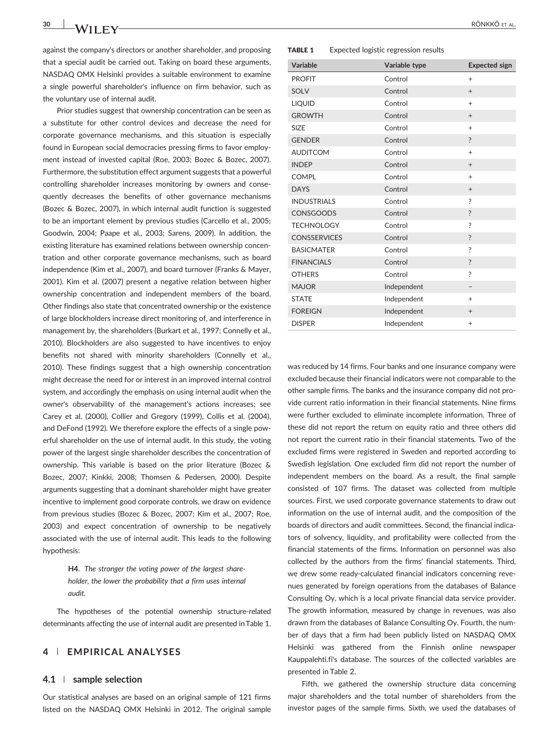against the company's directors or another shareholder, and proposing that a special audit be carried out. Taking on board these arguments, NASDAQ OMX Helsinki provides a suitable environment to examine a single powerful shareholder's influence on firm behavior, such as the voluntary use of internal audit.

Prior studies suggest that ownership concentration can be seen as a substitute for other control devices and decrease the need for corporate governance mechanisms, and this situation is especially found in European social democracies pressing firms to favor employment instead of invested capital (Roe, 2003; Bozec & Bozec, 2007). Furthermore, the substitution effect argument suggests that a powerful controlling shareholder increases monitoring by owners and consequently decreases the benefits of other governance mechanisms (Bozec & Bozec, 2007), in which internal audit function is suggested to be an important element by previous studies (Carcello et al., 2005; Goodwin, 2004; Paape et al., 2003; Sarens, 2009). In addition, the existing literature has examined relations between ownership concentration and other corporate governance mechanisms, such as board independence (Kim et al., 2007), and board turnover (Franks & Mayer, 2001). Kim et al. (2007) present a negative relation between higher ownership concentration and independent members of the board. Other findings also state that concentrated ownership or the existence of large blockholders increase direct monitoring of, and interference in management by, the shareholders (Burkart et al., 1997; Connelly et al., 2010). Blockholders are also suggested to have incentives to enjoy benefits not shared with minority shareholders (Connelly et al., 2010). These findings suggest that a high ownership concentration might decrease the need for or interest in an improved internal control system, and accordingly the emphasis on using internal audit when the owner's observability of the management's actions increases; see Carey et al. (2000), Collier and Gregory (1999), Collis et al. (2004), and DeFond (1992). We therefore explore the effects of a single powerful shareholder on the use of internal audit. In this study, the voting power of the largest single shareholder describes the concentration of ownership. This variable is based on the prior literature (Bozec & Bozec, 2007; Kinkki, 2008; Thomsen & Pedersen, 2000). Despite arguments suggesting that a dominant shareholder might have greater incentive to implement good corporate controls, we draw on evidence from previous studies (Bozec & Bozec, 2007; Kim et al., 2007; Roe, 2003) and expect concentration of ownership to be negatively associated with the use of internal audit. This leads to the following hypothesis:

> **H4**. *The stronger the voting power of the largest shareholder, the lower the probability that a firm uses internal audit.*

The hypotheses of the potential ownership structure-related determinants affecting the use of internal audit are presented in Table 1.

**TABLE 1** Expected logistic regression results

| Variable | Variable type | Expected sign |
|---|---|---|
| PROFIT | Control | + |
| SOLV | Control | + |
| LIQUID | Control | + |
| GROWTH | Control | + |
| SIZE | Control | + |
| GENDER | Control | ? |
| AUDITCOM | Control | + |
| INDEP | Control | + |
| COMPL | Control | + |
| DAYS | Control | + |
| INDUSTRIALS | Control | ? |
| CONSGOODS | Control | ? |
| TECHNOLOGY | Control | ? |
| CONSSERVICES | Control | ? |
| BASICMATER | Control | ? |
| FINANCIALS | Control | ? |
| OTHERS | Control | ? |
| MAJOR | Independent | − |
| STATE | Independent | + |
| FOREIGN | Independent | + |
| DISPER | Independent | + |

## 4 | EMPIRICAL ANALYSES

### 4.1 | sample selection

Our statistical analyses are based on an original sample of 121 firms listed on the NASDAQ OMX Helsinki in 2012. The original sample was reduced by 14 firms. Four banks and one insurance company were excluded because their financial indicators were not comparable to the other sample firms. The banks and the insurance company did not provide current ratio information in their financial statements. Nine firms were further excluded to eliminate incomplete information. Three of these did not report the return on equity ratio and three others did not report the current ratio in their financial statements. Two of the excluded firms were registered in Sweden and reported according to Swedish legislation. One excluded firm did not report the number of independent members on the board. As a result, the final sample consisted of 107 firms. The dataset was collected from multiple sources. First, we used corporate governance statements to draw out information on the use of internal audit, and the composition of the boards of directors and audit committees. Second, the financial indicators of solvency, liquidity, and profitability were collected from the financial statements of the firms. Information on personnel was also collected by the authors from the firms' financial statements. Third, we drew some ready-calculated financial indicators concerning revenues generated by foreign operations from the databases of Balance Consulting Oy, which is a local private financial data service provider. The growth information, measured by change in revenues, was also drawn from the databases of Balance Consulting Oy. Fourth, the number of days that a firm had been publicly listed on NASDAQ OMX Helsinki was gathered from the Finnish online newspaper Kauppalehti.fi's database. The sources of the collected variables are presented in Table 2.

Fifth, we gathered the ownership structure data concerning major shareholders and the total number of shareholders from the investor pages of the sample firms. Sixth, we used the databases of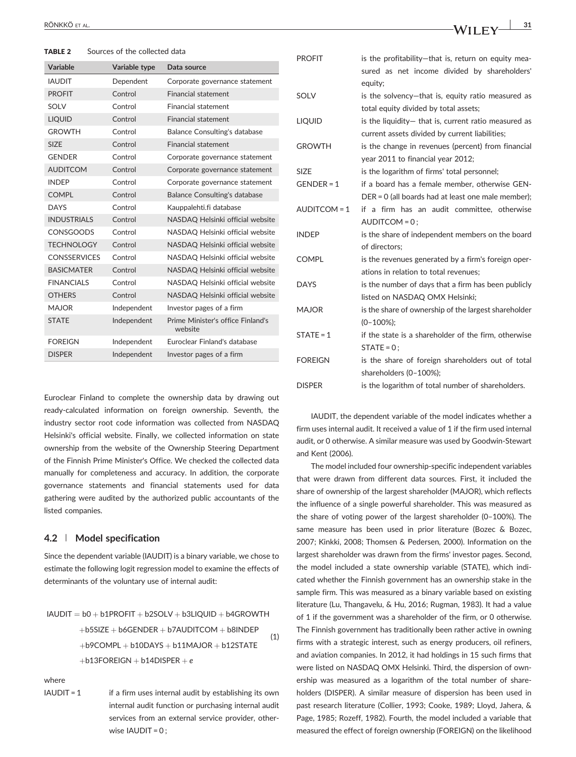**TABLE 2** Sources of the collected data

| Variable | Variable type | Data source |
|---|---|---|
| IAUDIT | Dependent | Corporate governance statement |
| PROFIT | Control | Financial statement |
| SOLV | Control | Financial statement |
| LIQUID | Control | Financial statement |
| GROWTH | Control | Balance Consulting's database |
| SIZE | Control | Financial statement |
| GENDER | Control | Corporate governance statement |
| AUDITCOM | Control | Corporate governance statement |
| INDEP | Control | Corporate governance statement |
| COMPL | Control | Balance Consulting's database |
| DAYS | Control | Kauppalehti.fi database |
| INDUSTRIALS | Control | NASDAQ Helsinki official website |
| CONSGOODS | Control | NASDAQ Helsinki official website |
| TECHNOLOGY | Control | NASDAQ Helsinki official website |
| CONSSERVICES | Control | NASDAQ Helsinki official website |
| BASICMATER | Control | NASDAQ Helsinki official website |
| FINANCIALS | Control | NASDAQ Helsinki official website |
| OTHERS | Control | NASDAQ Helsinki official website |
| MAJOR | Independent | Investor pages of a firm |
| STATE | Independent | Prime Minister's office Finland's website |
| FOREIGN | Independent | Euroclear Finland's database |
| DISPER | Independent | Investor pages of a firm |

Euroclear Finland to complete the ownership data by drawing out ready-calculated information on foreign ownership. Seventh, the industry sector root code information was collected from NASDAQ Helsinki's official website. Finally, we collected information on state ownership from the website of the Ownership Steering Department of the Finnish Prime Minister's Office. We checked the collected data manually for completeness and accuracy. In addition, the corporate governance statements and financial statements used for data gathering were audited by the authorized public accountants of the listed companies.

## 4.2 | Model specification

Since the dependent variable (IAUDIT) is a binary variable, we chose to estimate the following logit regression model to examine the effects of determinants of the voluntary use of internal audit:

$$\begin{aligned} \text{IAUDIT} = {} & \text{b0} + \text{b1PROFIT} + \text{b2SOLV} + \text{b3LIQUID} + \text{b4GROWTH} \\ & + \text{b5SIZE} + \text{b6GENDER} + \text{b7AUDITCOM} + \text{b8INDEP} \\ & + \text{b9COMPL} + \text{b10DAYS} + \text{b11MAJOR} + \text{b12STATE} \\ & + \text{b13FOREIGN} + \text{b14DISPER} + e \end{aligned} \tag{1}$$

where

| | |
|---|---|
| IAUDIT = 1 | if a firm uses internal audit by establishing its own internal audit function or purchasing internal audit services from an external service provider, otherwise IAUDIT = 0 ; |
| PROFIT | is the profitability—that is, return on equity measured as net income divided by shareholders' equity; |
| SOLV | is the solvency—that is, equity ratio measured as total equity divided by total assets; |
| LIQUID | is the liquidity— that is, current ratio measured as current assets divided by current liabilities; |
| GROWTH | is the change in revenues (percent) from financial year 2011 to financial year 2012; |
| SIZE | is the logarithm of firms' total personnel; |
| GENDER = 1 | if a board has a female member, otherwise GENDER = 0 (all boards had at least one male member); |
| AUDITCOM = 1 | if a firm has an audit committee, otherwise AUDITCOM = 0 ; |
| INDEP | is the share of independent members on the board of directors; |
| COMPL | is the revenues generated by a firm's foreign operations in relation to total revenues; |
| DAYS | is the number of days that a firm has been publicly listed on NASDAQ OMX Helsinki; |
| MAJOR | is the share of ownership of the largest shareholder (0–100%); |
| STATE = 1 | if the state is a shareholder of the firm, otherwise STATE = 0 ; |
| FOREIGN | is the share of foreign shareholders out of total shareholders (0–100%); |
| DISPER | is the logarithm of total number of shareholders. |

IAUDIT, the dependent variable of the model indicates whether a firm uses internal audit. It received a value of 1 if the firm used internal audit, or 0 otherwise. A similar measure was used by Goodwin-Stewart and Kent (2006).

The model included four ownership-specific independent variables that were drawn from different data sources. First, it included the share of ownership of the largest shareholder (MAJOR), which reflects the influence of a single powerful shareholder. This was measured as the share of voting power of the largest shareholder (0–100%). The same measure has been used in prior literature (Bozec & Bozec, 2007; Kinkki, 2008; Thomsen & Pedersen, 2000). Information on the largest shareholder was drawn from the firms' investor pages. Second, the model included a state ownership variable (STATE), which indicated whether the Finnish government has an ownership stake in the sample firm. This was measured as a binary variable based on existing literature (Lu, Thangavelu, & Hu, 2016; Rugman, 1983). It had a value of 1 if the government was a shareholder of the firm, or 0 otherwise. The Finnish government has traditionally been rather active in owning firms with a strategic interest, such as energy producers, oil refiners, and aviation companies. In 2012, it had holdings in 15 such firms that were listed on NASDAQ OMX Helsinki. Third, the dispersion of ownership was measured as a logarithm of the total number of shareholders (DISPER). A similar measure of dispersion has been used in past research literature (Collier, 1993; Cooke, 1989; Lloyd, Jahera, & Page, 1985; Rozeff, 1982). Fourth, the model included a variable that measured the effect of foreign ownership (FOREIGN) on the likelihood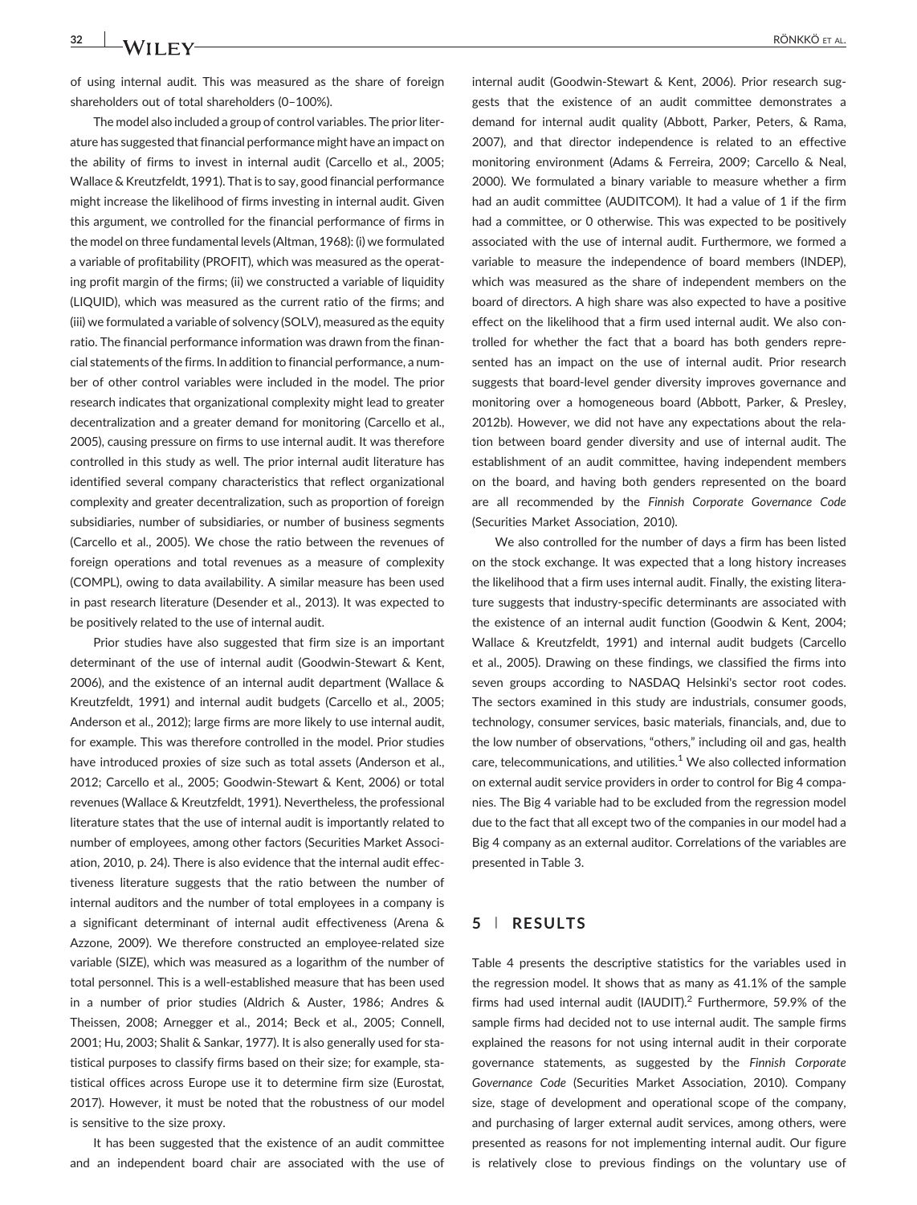of using internal audit. This was measured as the share of foreign shareholders out of total shareholders (0–100%).

The model also included a group of control variables. The prior literature has suggested that financial performance might have an impact on the ability of firms to invest in internal audit (Carcello et al., 2005; Wallace & Kreutzfeldt, 1991). That is to say, good financial performance might increase the likelihood of firms investing in internal audit. Given this argument, we controlled for the financial performance of firms in the model on three fundamental levels (Altman, 1968): (i) we formulated a variable of profitability (PROFIT), which was measured as the operating profit margin of the firms; (ii) we constructed a variable of liquidity (LIQUID), which was measured as the current ratio of the firms; and (iii) we formulated a variable of solvency (SOLV), measured as the equity ratio. The financial performance information was drawn from the financial statements of the firms. In addition to financial performance, a number of other control variables were included in the model. The prior research indicates that organizational complexity might lead to greater decentralization and a greater demand for monitoring (Carcello et al., 2005), causing pressure on firms to use internal audit. It was therefore controlled in this study as well. The prior internal audit literature has identified several company characteristics that reflect organizational complexity and greater decentralization, such as proportion of foreign subsidiaries, number of subsidiaries, or number of business segments (Carcello et al., 2005). We chose the ratio between the revenues of foreign operations and total revenues as a measure of complexity (COMPL), owing to data availability. A similar measure has been used in past research literature (Desender et al., 2013). It was expected to be positively related to the use of internal audit.

Prior studies have also suggested that firm size is an important determinant of the use of internal audit (Goodwin-Stewart & Kent, 2006), and the existence of an internal audit department (Wallace & Kreutzfeldt, 1991) and internal audit budgets (Carcello et al., 2005; Anderson et al., 2012); large firms are more likely to use internal audit, for example. This was therefore controlled in the model. Prior studies have introduced proxies of size such as total assets (Anderson et al., 2012; Carcello et al., 2005; Goodwin-Stewart & Kent, 2006) or total revenues (Wallace & Kreutzfeldt, 1991). Nevertheless, the professional literature states that the use of internal audit is importantly related to number of employees, among other factors (Securities Market Association, 2010, p. 24). There is also evidence that the internal audit effectiveness literature suggests that the ratio between the number of internal auditors and the number of total employees in a company is a significant determinant of internal audit effectiveness (Arena & Azzone, 2009). We therefore constructed an employee-related size variable (SIZE), which was measured as a logarithm of the number of total personnel. This is a well-established measure that has been used in a number of prior studies (Aldrich & Auster, 1986; Andres & Theissen, 2008; Arnegger et al., 2014; Beck et al., 2005; Connell, 2001; Hu, 2003; Shalit & Sankar, 1977). It is also generally used for statistical purposes to classify firms based on their size; for example, statistical offices across Europe use it to determine firm size (Eurostat, 2017). However, it must be noted that the robustness of our model is sensitive to the size proxy.

It has been suggested that the existence of an audit committee and an independent board chair are associated with the use of internal audit (Goodwin-Stewart & Kent, 2006). Prior research suggests that the existence of an audit committee demonstrates a demand for internal audit quality (Abbott, Parker, Peters, & Rama, 2007), and that director independence is related to an effective monitoring environment (Adams & Ferreira, 2009; Carcello & Neal, 2000). We formulated a binary variable to measure whether a firm had an audit committee (AUDITCOM). It had a value of 1 if the firm had a committee, or 0 otherwise. This was expected to be positively associated with the use of internal audit. Furthermore, we formed a variable to measure the independence of board members (INDEP), which was measured as the share of independent members on the board of directors. A high share was also expected to have a positive effect on the likelihood that a firm used internal audit. We also controlled for whether the fact that a board has both genders represented has an impact on the use of internal audit. Prior research suggests that board-level gender diversity improves governance and monitoring over a homogeneous board (Abbott, Parker, & Presley, 2012b). However, we did not have any expectations about the relation between board gender diversity and use of internal audit. The establishment of an audit committee, having independent members on the board, and having both genders represented on the board are all recommended by the *Finnish Corporate Governance Code* (Securities Market Association, 2010).

We also controlled for the number of days a firm has been listed on the stock exchange. It was expected that a long history increases the likelihood that a firm uses internal audit. Finally, the existing literature suggests that industry-specific determinants are associated with the existence of an internal audit function (Goodwin & Kent, 2004; Wallace & Kreutzfeldt, 1991) and internal audit budgets (Carcello et al., 2005). Drawing on these findings, we classified the firms into seven groups according to NASDAQ Helsinki's sector root codes. The sectors examined in this study are industrials, consumer goods, technology, consumer services, basic materials, financials, and, due to the low number of observations, "others," including oil and gas, health care, telecommunications, and utilities.[1] We also collected information on external audit service providers in order to control for Big 4 companies. The Big 4 variable had to be excluded from the regression model due to the fact that all except two of the companies in our model had a Big 4 company as an external auditor. Correlations of the variables are presented in Table 3.

## 5 | RESULTS

Table 4 presents the descriptive statistics for the variables used in the regression model. It shows that as many as 41.1% of the sample firms had used internal audit (IAUDIT).[2] Furthermore, 59.9% of the sample firms had decided not to use internal audit. The sample firms explained the reasons for not using internal audit in their corporate governance statements, as suggested by the *Finnish Corporate Governance Code* (Securities Market Association, 2010). Company size, stage of development and operational scope of the company, and purchasing of larger external audit services, among others, were presented as reasons for not implementing internal audit. Our figure is relatively close to previous findings on the voluntary use of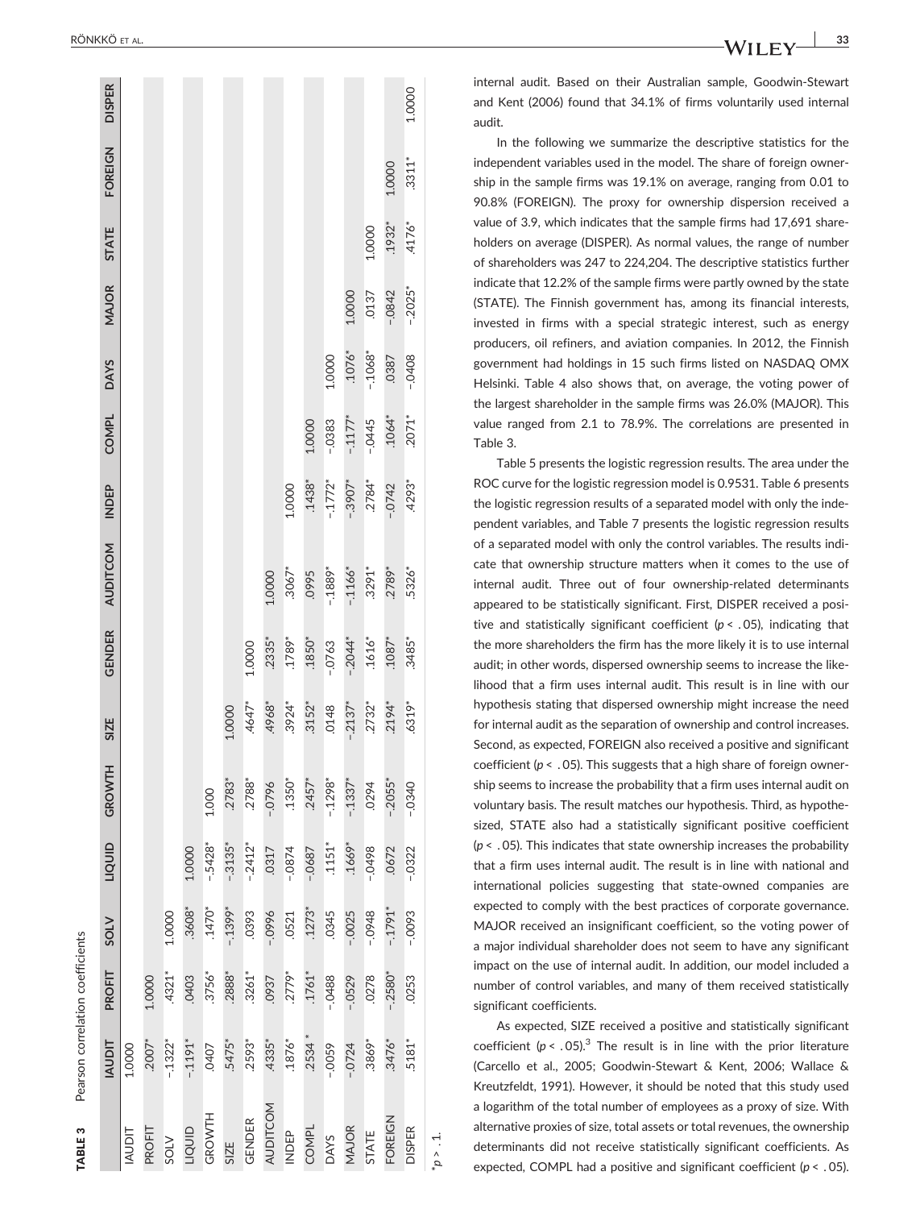**TABLE 3** Pearson correlation coefficients

| | IAUDIT | PROFIT | SOLV | LIQUID | GROWTH | SIZE | GENDER | AUDITCOM | INDEP | COMPL | DAYS | MAJOR | STATE | FOREIGN | DISPER |
|---|---|---|---|---|---|---|---|---|---|---|---|---|---|---|---|
| IAUDIT | 1.0000 | | | | | | | | | | | | | | |
| PROFIT | .2007* | 1.0000 | | | | | | | | | | | | | |
| SOLV | -.1322* | .4321* | 1.0000 | | | | | | | | | | | | |
| LIQUID | -.1191* | .0403 | .3608* | 1.0000 | | | | | | | | | | | |
| GROWTH | .0407 | .3756* | .1470* | -.5428* | 1.000 | | | | | | | | | | |
| SIZE | .5475* | .2888* | -.1399* | -.3135* | .2783* | 1.0000 | | | | | | | | | |
| GENDER | .2593* | .3261* | .0393 | -.2412* | .2788* | .4647* | 1.0000 | | | | | | | | |
| AUDITCOM | .4335* | .0937 | -.0996 | .0317 | -.0796 | .4968* | .2335* | 1.0000 | | | | | | | |
| INDEP | .1876* | .2779* | .0521 | -.0874 | .1350* | .3924* | .1789* | .3067* | 1.0000 | | | | | | |
| COMPL | .2534 * | .1761* | .1273* | -.0687 | .2457* | .3152* | .1850* | .0995 | .1438* | 1.0000 | | | | | |
| DAYS | -.0059 | -.0488 | .0345 | .1151* | -.1298* | .0148 | -.0763 | -.1889* | -.1772* | -.0383 | 1.0000 | | | | |
| MAJOR | -.0724 | -.0529 | -.0025 | .1669* | -.1337* | -.2137* | -.2044* | -.1166* | -.3907* | -.1177* | .1076* | 1.0000 | | | |
| STATE | .3869* | .0278 | -.0948 | -.0498 | .0294 | .2732* | .1616* | .3291* | .2784* | -.0445 | -.1068* | .0137 | 1.0000 | | |
| FOREIGN | .3476* | -.2580* | -.1791* | .0672 | -.2055* | .2194* | .1087* | .2789* | -.0742 | .1064* | .0387 | -.0842 | .1932* | 1.0000 | |
| DISPER | .5181* | .0253 | -.0093 | -.0322 | -.0340 | .6319* | .3485* | .5326* | .4293* | .2071* | -.0408 | -.2025* | .4176* | .3311* | 1.0000 |

*$p > .1$.

internal audit. Based on their Australian sample, Goodwin-Stewart and Kent (2006) found that 34.1% of firms voluntarily used internal audit.

In the following we summarize the descriptive statistics for the independent variables used in the model. The share of foreign ownership in the sample firms was 19.1% on average, ranging from 0.01 to 90.8% (FOREIGN). The proxy for ownership dispersion received a value of 3.9, which indicates that the sample firms had 17,691 shareholders on average (DISPER). As normal values, the range of number of shareholders was 247 to 224,204. The descriptive statistics further indicate that 12.2% of the sample firms were partly owned by the state (STATE). The Finnish government has, among its financial interests, invested in firms with a special strategic interest, such as energy producers, oil refiners, and aviation companies. In 2012, the Finnish government had holdings in 15 such firms listed on NASDAQ OMX Helsinki. Table 4 also shows that, on average, the voting power of the largest shareholder in the sample firms was 26.0% (MAJOR). This value ranged from 2.1 to 78.9%. The correlations are presented in Table 3.

Table 5 presents the logistic regression results. The area under the ROC curve for the logistic regression model is 0.9531. Table 6 presents the logistic regression results of a separated model with only the independent variables, and Table 7 presents the logistic regression results of a separated model with only the control variables. The results indicate that ownership structure matters when it comes to the use of internal audit. Three out of four ownership-related determinants appeared to be statistically significant. First, DISPER received a positive and statistically significant coefficient ($p < .05$), indicating that the more shareholders the firm has the more likely it is to use internal audit; in other words, dispersed ownership seems to increase the likelihood that a firm uses internal audit. This result is in line with our hypothesis stating that dispersed ownership might increase the need for internal audit as the separation of ownership and control increases. Second, as expected, FOREIGN also received a positive and significant coefficient ($p < .05$). This suggests that a high share of foreign ownership seems to increase the probability that a firm uses internal audit on voluntary basis. The result matches our hypothesis. Third, as hypothesized, STATE also had a statistically significant positive coefficient ($p < .05$). This indicates that state ownership increases the probability that a firm uses internal audit. The result is in line with national and international policies suggesting that state-owned companies are expected to comply with the best practices of corporate governance. MAJOR received an insignificant coefficient, so the voting power of a major individual shareholder does not seem to have any significant impact on the use of internal audit. In addition, our model included a number of control variables, and many of them received statistically significant coefficients.

As expected, SIZE received a positive and statistically significant coefficient ($p < .05$).[3] The result is in line with the prior literature (Carcello et al., 2005; Goodwin-Stewart & Kent, 2006; Wallace & Kreutzfeldt, 1991). However, it should be noted that this study used a logarithm of the total number of employees as a proxy of size. With alternative proxies of size, total assets or total revenues, the ownership determinants did not receive statistically significant coefficients. As expected, COMPL had a positive and significant coefficient ($p < .05$).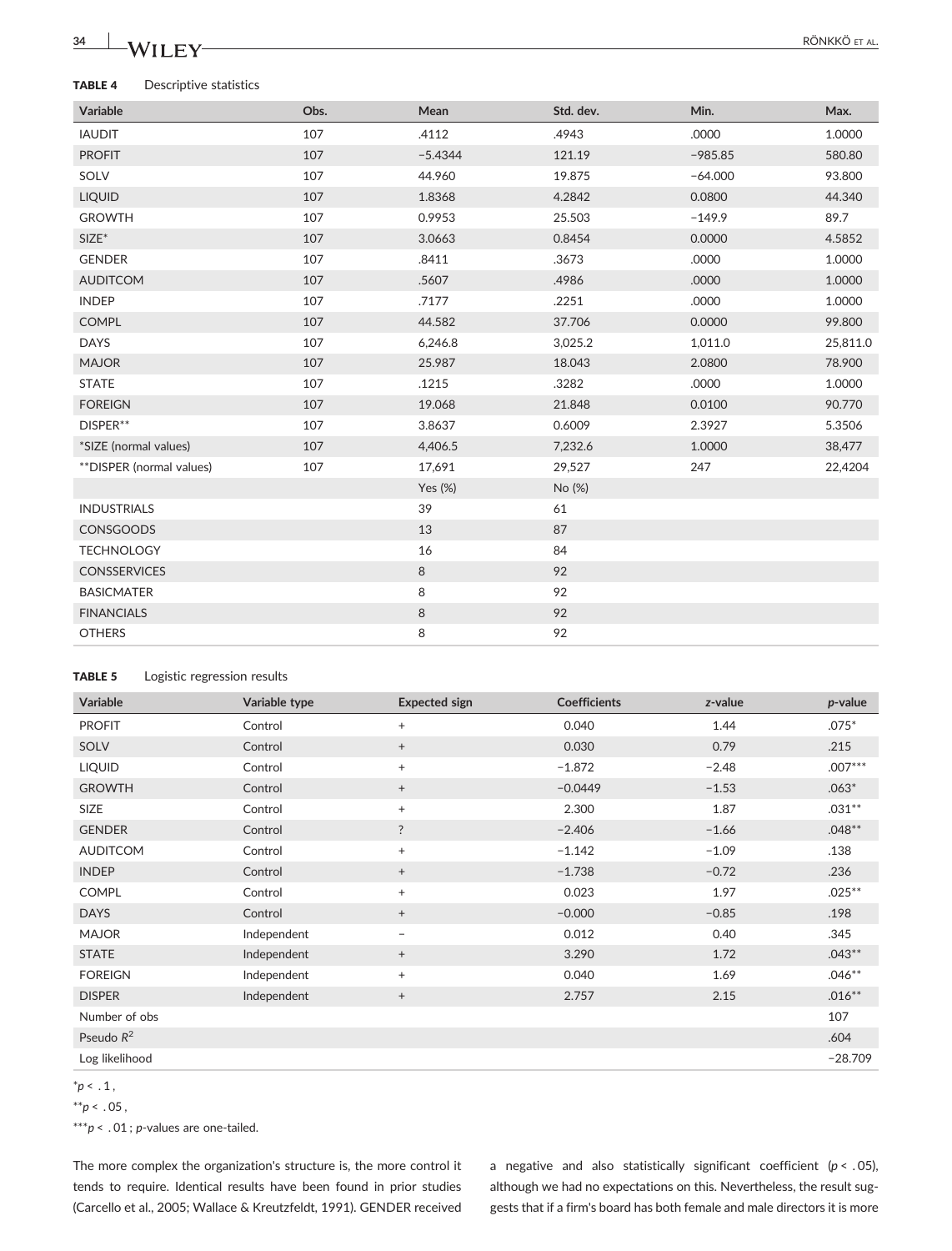**TABLE 4** Descriptive statistics

| Variable | Obs. | Mean | Std. dev. | Min. | Max. |
|---|---|---|---|---|---|
| IAUDIT | 107 | .4112 | .4943 | .0000 | 1.0000 |
| PROFIT | 107 | −5.4344 | 121.19 | −985.85 | 580.80 |
| SOLV | 107 | 44.960 | 19.875 | −64.000 | 93.800 |
| LIQUID | 107 | 1.8368 | 4.2842 | 0.0800 | 44.340 |
| GROWTH | 107 | 0.9953 | 25.503 | −149.9 | 89.7 |
| SIZE* | 107 | 3.0663 | 0.8454 | 0.0000 | 4.5852 |
| GENDER | 107 | .8411 | .3673 | .0000 | 1.0000 |
| AUDITCOM | 107 | .5607 | .4986 | .0000 | 1.0000 |
| INDEP | 107 | .7177 | .2251 | .0000 | 1.0000 |
| COMPL | 107 | 44.582 | 37.706 | 0.0000 | 99.800 |
| DAYS | 107 | 6,246.8 | 3,025.2 | 1,011.0 | 25,811.0 |
| MAJOR | 107 | 25.987 | 18.043 | 2.0800 | 78.900 |
| STATE | 107 | .1215 | .3282 | .0000 | 1.0000 |
| FOREIGN | 107 | 19.068 | 21.848 | 0.0100 | 90.770 |
| DISPER** | 107 | 3.8637 | 0.6009 | 2.3927 | 5.3506 |
| *SIZE (normal values) | 107 | 4,406.5 | 7,232.6 | 1.0000 | 38,477 |
| **DISPER (normal values) | 107 | 17,691 | 29,527 | 247 | 22,4204 |
| | | Yes (%) | No (%) | | |
| INDUSTRIALS | | 39 | 61 | | |
| CONSGOODS | | 13 | 87 | | |
| TECHNOLOGY | | 16 | 84 | | |
| CONSSERVICES | | 8 | 92 | | |
| BASICMATER | | 8 | 92 | | |
| FINANCIALS | | 8 | 92 | | |
| OTHERS | | 8 | 92 | | |

**TABLE 5** Logistic regression results

| Variable | Variable type | Expected sign | Coefficients | *z*-value | *p*-value |
|---|---|---|---|---|---|
| PROFIT | Control | + | 0.040 | 1.44 | .075* |
| SOLV | Control | + | 0.030 | 0.79 | .215 |
| LIQUID | Control | + | −1.872 | −2.48 | .007*** |
| GROWTH | Control | + | −0.0449 | −1.53 | .063* |
| SIZE | Control | + | 2.300 | 1.87 | .031** |
| GENDER | Control | ? | −2.406 | −1.66 | .048** |
| AUDITCOM | Control | + | −1.142 | −1.09 | .138 |
| INDEP | Control | + | −1.738 | −0.72 | .236 |
| COMPL | Control | + | 0.023 | 1.97 | .025** |
| DAYS | Control | + | −0.000 | −0.85 | .198 |
| MAJOR | Independent | − | 0.012 | 0.40 | .345 |
| STATE | Independent | + | 3.290 | 1.72 | .043** |
| FOREIGN | Independent | + | 0.040 | 1.69 | .046** |
| DISPER | Independent | + | 2.757 | 2.15 | .016** |
| Number of obs | | | | | 107 |
| Pseudo $R^2$ | | | | | .604 |
| Log likelihood | | | | | −28.709 |

*$p < .1$,

**$p < .05$,

***$p < .01$; *p*-values are one-tailed.

The more complex the organization's structure is, the more control it tends to require. Identical results have been found in prior studies (Carcello et al., 2005; Wallace & Kreutzfeldt, 1991). GENDER received a negative and also statistically significant coefficient ($p < .05$), although we had no expectations on this. Nevertheless, the result suggests that if a firm's board has both female and male directors it is more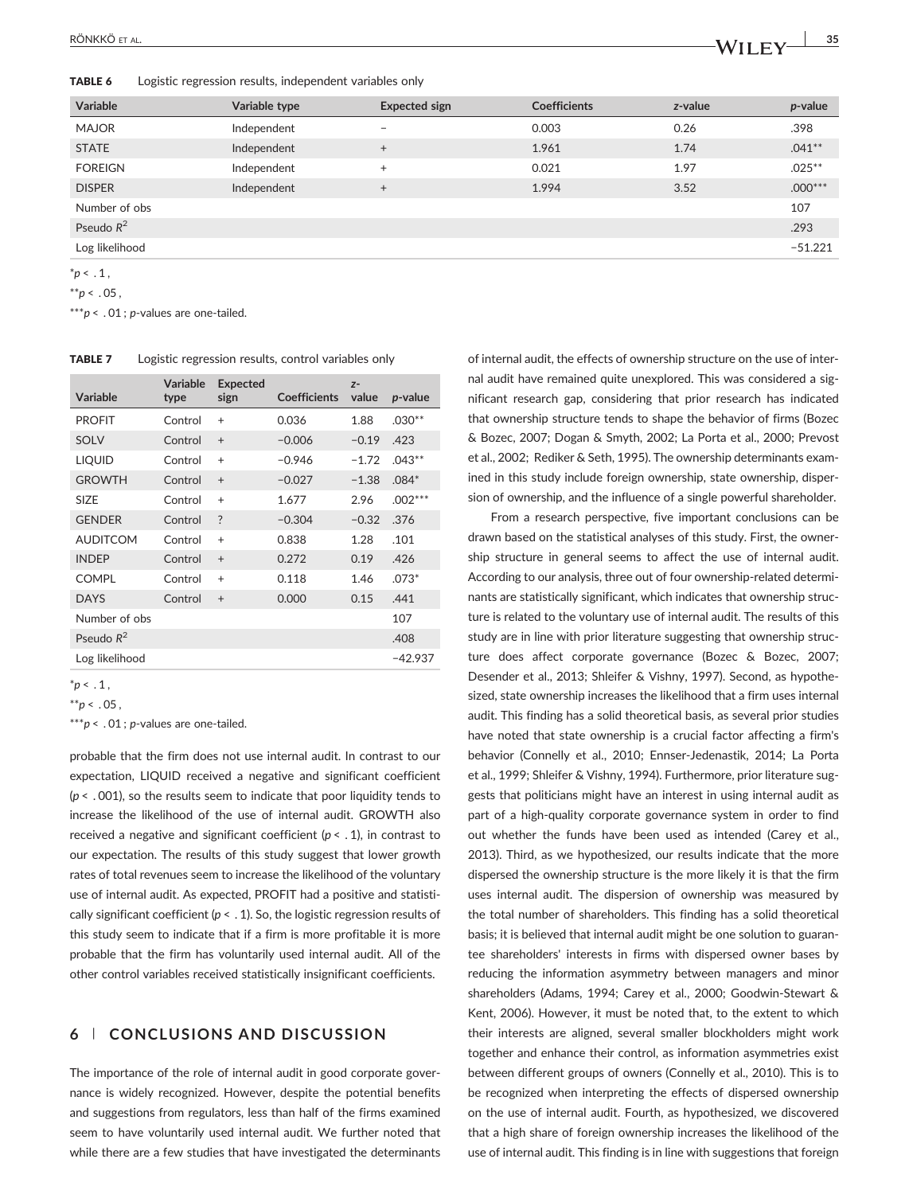**TABLE 6** Logistic regression results, independent variables only

| Variable | Variable type | Expected sign | Coefficients | z-value | p-value |
|---|---|---|---|---|---|
| MAJOR | Independent | − | 0.003 | 0.26 | .398 |
| STATE | Independent | + | 1.961 | 1.74 | .041** |
| FOREIGN | Independent | + | 0.021 | 1.97 | .025** |
| DISPER | Independent | + | 1.994 | 3.52 | .000*** |
| Number of obs | | | | | 107 |
| Pseudo $R^2$ | | | | | .293 |
| Log likelihood | | | | | −51.221 |

*$p < .1$,

**$p < .05$,

***$p < .01$; p-values are one-tailed.

**TABLE 7** Logistic regression results, control variables only

| Variable | Variable type | Expected sign | Coefficients | z-value | p-value |
|---|---|---|---|---|---|
| PROFIT | Control | + | 0.036 | 1.88 | .030** |
| SOLV | Control | + | −0.006 | −0.19 | .423 |
| LIQUID | Control | + | −0.946 | −1.72 | .043** |
| GROWTH | Control | + | −0.027 | −1.38 | .084* |
| SIZE | Control | + | 1.677 | 2.96 | .002*** |
| GENDER | Control | ? | −0.304 | −0.32 | .376 |
| AUDITCOM | Control | + | 0.838 | 1.28 | .101 |
| INDEP | Control | + | 0.272 | 0.19 | .426 |
| COMPL | Control | + | 0.118 | 1.46 | .073* |
| DAYS | Control | + | 0.000 | 0.15 | .441 |
| Number of obs | | | | | 107 |
| Pseudo $R^2$ | | | | | .408 |
| Log likelihood | | | | | −42.937 |

*$p < .1$,

**$p < .05$,

***$p < .01$; p-values are one-tailed.

probable that the firm does not use internal audit. In contrast to our expectation, LIQUID received a negative and significant coefficient ($p < .001$), so the results seem to indicate that poor liquidity tends to increase the likelihood of the use of internal audit. GROWTH also received a negative and significant coefficient ($p < .1$), in contrast to our expectation. The results of this study suggest that lower growth rates of total revenues seem to increase the likelihood of the voluntary use of internal audit. As expected, PROFIT had a positive and statistically significant coefficient ($p < .1$). So, the logistic regression results of this study seem to indicate that if a firm is more profitable it is more probable that the firm has voluntarily used internal audit. All of the other control variables received statistically insignificant coefficients.

## 6 | CONCLUSIONS AND DISCUSSION

The importance of the role of internal audit in good corporate governance is widely recognized. However, despite the potential benefits and suggestions from regulators, less than half of the firms examined seem to have voluntarily used internal audit. We further noted that while there are a few studies that have investigated the determinants of internal audit, the effects of ownership structure on the use of internal audit have remained quite unexplored. This was considered a significant research gap, considering that prior research has indicated that ownership structure tends to shape the behavior of firms (Bozec & Bozec, 2007; Dogan & Smyth, 2002; La Porta et al., 2000; Prevost et al., 2002; Rediker & Seth, 1995). The ownership determinants examined in this study include foreign ownership, state ownership, dispersion of ownership, and the influence of a single powerful shareholder.

From a research perspective, five important conclusions can be drawn based on the statistical analyses of this study. First, the ownership structure in general seems to affect the use of internal audit. According to our analysis, three out of four ownership-related determinants are statistically significant, which indicates that ownership structure is related to the voluntary use of internal audit. The results of this study are in line with prior literature suggesting that ownership structure does affect corporate governance (Bozec & Bozec, 2007; Desender et al., 2013; Shleifer & Vishny, 1997). Second, as hypothesized, state ownership increases the likelihood that a firm uses internal audit. This finding has a solid theoretical basis, as several prior studies have noted that state ownership is a crucial factor affecting a firm's behavior (Connelly et al., 2010; Ennser-Jedenastik, 2014; La Porta et al., 1999; Shleifer & Vishny, 1994). Furthermore, prior literature suggests that politicians might have an interest in using internal audit as part of a high-quality corporate governance system in order to find out whether the funds have been used as intended (Carey et al., 2013). Third, as we hypothesized, our results indicate that the more dispersed the ownership structure is the more likely it is that the firm uses internal audit. The dispersion of ownership was measured by the total number of shareholders. This finding has a solid theoretical basis; it is believed that internal audit might be one solution to guarantee shareholders' interests in firms with dispersed owner bases by reducing the information asymmetry between managers and minor shareholders (Adams, 1994; Carey et al., 2000; Goodwin-Stewart & Kent, 2006). However, it must be noted that, to the extent to which their interests are aligned, several smaller blockholders might work together and enhance their control, as information asymmetries exist between different groups of owners (Connelly et al., 2010). This is to be recognized when interpreting the effects of dispersed ownership on the use of internal audit. Fourth, as hypothesized, we discovered that a high share of foreign ownership increases the likelihood of the use of internal audit. This finding is in line with suggestions that foreign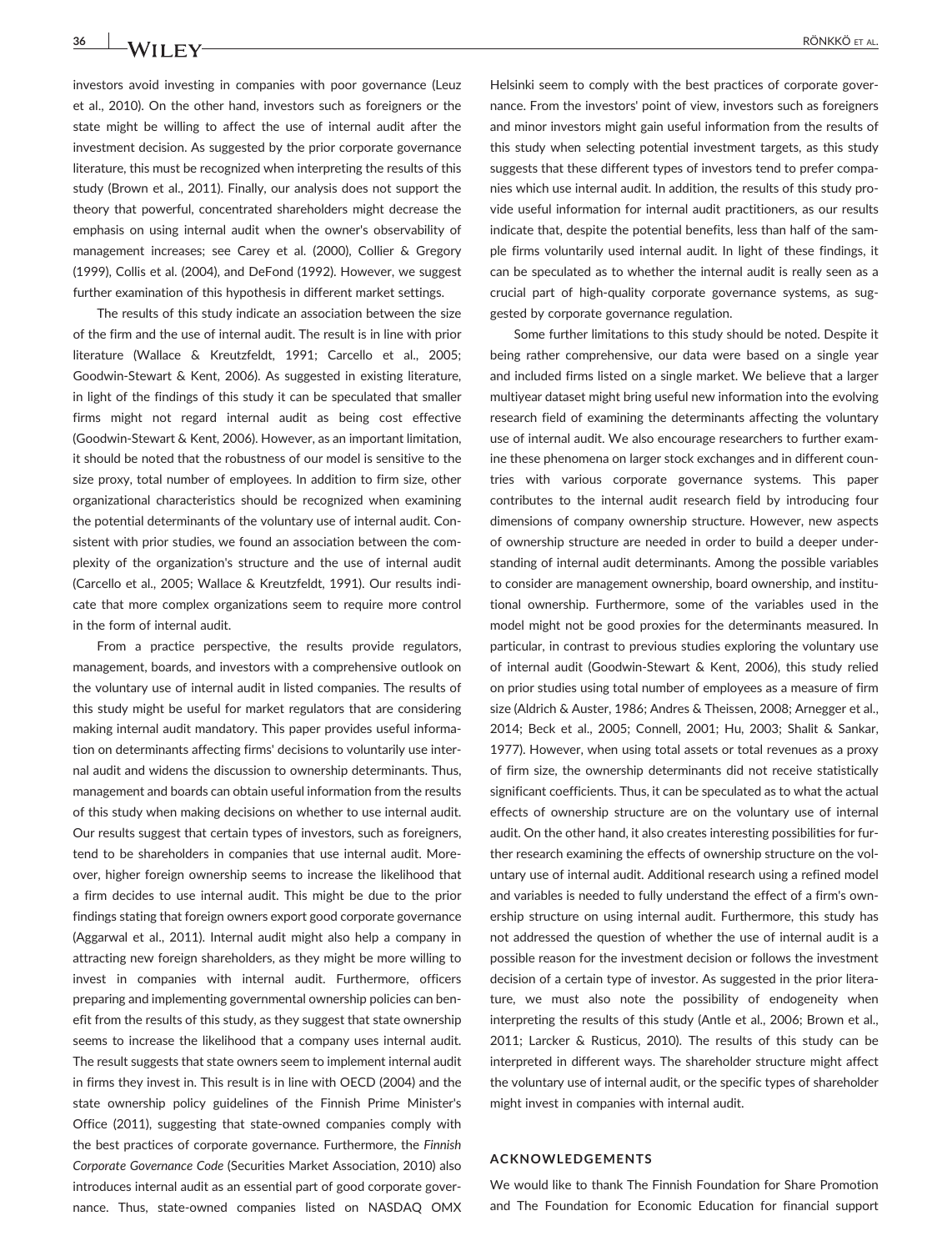investors avoid investing in companies with poor governance (Leuz et al., 2010). On the other hand, investors such as foreigners or the state might be willing to affect the use of internal audit after the investment decision. As suggested by the prior corporate governance literature, this must be recognized when interpreting the results of this study (Brown et al., 2011). Finally, our analysis does not support the theory that powerful, concentrated shareholders might decrease the emphasis on using internal audit when the owner's observability of management increases; see Carey et al. (2000), Collier & Gregory (1999), Collis et al. (2004), and DeFond (1992). However, we suggest further examination of this hypothesis in different market settings.

The results of this study indicate an association between the size of the firm and the use of internal audit. The result is in line with prior literature (Wallace & Kreutzfeldt, 1991; Carcello et al., 2005; Goodwin-Stewart & Kent, 2006). As suggested in existing literature, in light of the findings of this study it can be speculated that smaller firms might not regard internal audit as being cost effective (Goodwin-Stewart & Kent, 2006). However, as an important limitation, it should be noted that the robustness of our model is sensitive to the size proxy, total number of employees. In addition to firm size, other organizational characteristics should be recognized when examining the potential determinants of the voluntary use of internal audit. Consistent with prior studies, we found an association between the complexity of the organization's structure and the use of internal audit (Carcello et al., 2005; Wallace & Kreutzfeldt, 1991). Our results indicate that more complex organizations seem to require more control in the form of internal audit.

From a practice perspective, the results provide regulators, management, boards, and investors with a comprehensive outlook on the voluntary use of internal audit in listed companies. The results of this study might be useful for market regulators that are considering making internal audit mandatory. This paper provides useful information on determinants affecting firms' decisions to voluntarily use internal audit and widens the discussion to ownership determinants. Thus, management and boards can obtain useful information from the results of this study when making decisions on whether to use internal audit. Our results suggest that certain types of investors, such as foreigners, tend to be shareholders in companies that use internal audit. Moreover, higher foreign ownership seems to increase the likelihood that a firm decides to use internal audit. This might be due to the prior findings stating that foreign owners export good corporate governance (Aggarwal et al., 2011). Internal audit might also help a company in attracting new foreign shareholders, as they might be more willing to invest in companies with internal audit. Furthermore, officers preparing and implementing governmental ownership policies can benefit from the results of this study, as they suggest that state ownership seems to increase the likelihood that a company uses internal audit. The result suggests that state owners seem to implement internal audit in firms they invest in. This result is in line with OECD (2004) and the state ownership policy guidelines of the Finnish Prime Minister's Office (2011), suggesting that state-owned companies comply with the best practices of corporate governance. Furthermore, the *Finnish Corporate Governance Code* (Securities Market Association, 2010) also introduces internal audit as an essential part of good corporate governance. Thus, state-owned companies listed on NASDAQ OMX Helsinki seem to comply with the best practices of corporate governance. From the investors' point of view, investors such as foreigners and minor investors might gain useful information from the results of this study when selecting potential investment targets, as this study suggests that these different types of investors tend to prefer companies which use internal audit. In addition, the results of this study provide useful information for internal audit practitioners, as our results indicate that, despite the potential benefits, less than half of the sample firms voluntarily used internal audit. In light of these findings, it can be speculated as to whether the internal audit is really seen as a crucial part of high-quality corporate governance systems, as suggested by corporate governance regulation.

Some further limitations to this study should be noted. Despite it being rather comprehensive, our data were based on a single year and included firms listed on a single market. We believe that a larger multiyear dataset might bring useful new information into the evolving research field of examining the determinants affecting the voluntary use of internal audit. We also encourage researchers to further examine these phenomena on larger stock exchanges and in different countries with various corporate governance systems. This paper contributes to the internal audit research field by introducing four dimensions of company ownership structure. However, new aspects of ownership structure are needed in order to build a deeper understanding of internal audit determinants. Among the possible variables to consider are management ownership, board ownership, and institutional ownership. Furthermore, some of the variables used in the model might not be good proxies for the determinants measured. In particular, in contrast to previous studies exploring the voluntary use of internal audit (Goodwin-Stewart & Kent, 2006), this study relied on prior studies using total number of employees as a measure of firm size (Aldrich & Auster, 1986; Andres & Theissen, 2008; Arnegger et al., 2014; Beck et al., 2005; Connell, 2001; Hu, 2003; Shalit & Sankar, 1977). However, when using total assets or total revenues as a proxy of firm size, the ownership determinants did not receive statistically significant coefficients. Thus, it can be speculated as to what the actual effects of ownership structure are on the voluntary use of internal audit. On the other hand, it also creates interesting possibilities for further research examining the effects of ownership structure on the voluntary use of internal audit. Additional research using a refined model and variables is needed to fully understand the effect of a firm's ownership structure on using internal audit. Furthermore, this study has not addressed the question of whether the use of internal audit is a possible reason for the investment decision or follows the investment decision of a certain type of investor. As suggested in the prior literature, we must also note the possibility of endogeneity when interpreting the results of this study (Antle et al., 2006; Brown et al., 2011; Larcker & Rusticus, 2010). The results of this study can be interpreted in different ways. The shareholder structure might affect the voluntary use of internal audit, or the specific types of shareholder might invest in companies with internal audit.

## ACKNOWLEDGEMENTS

We would like to thank The Finnish Foundation for Share Promotion and The Foundation for Economic Education for financial support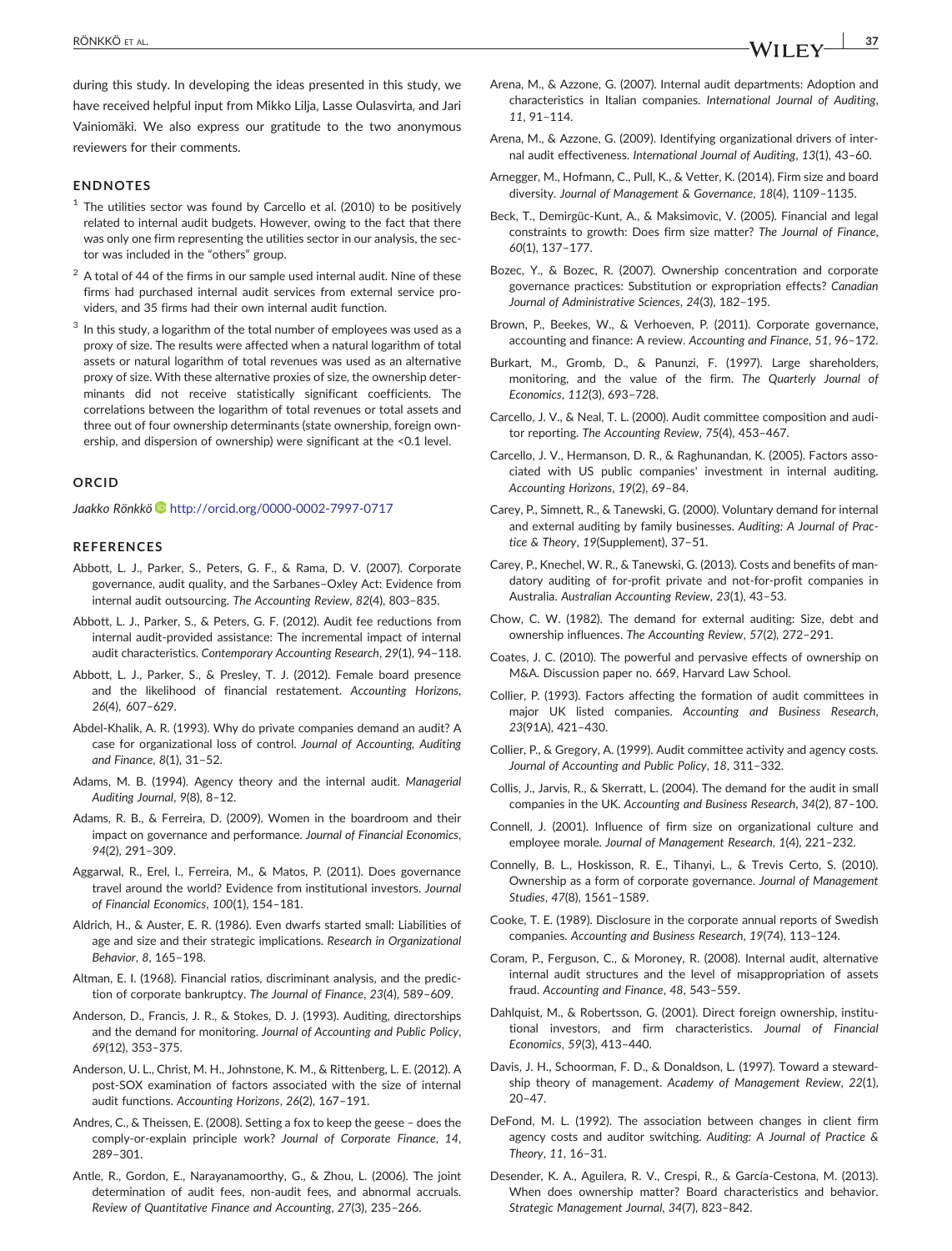during this study. In developing the ideas presented in this study, we have received helpful input from Mikko Lilja, Lasse Oulasvirta, and Jari Vainiomäki. We also express our gratitude to the two anonymous reviewers for their comments.

## ENDNOTES

[1] The utilities sector was found by Carcello et al. (2010) to be positively related to internal audit budgets. However, owing to the fact that there was only one firm representing the utilities sector in our analysis, the sector was included in the "others" group.

[2] A total of 44 of the firms in our sample used internal audit. Nine of these firms had purchased internal audit services from external service providers, and 35 firms had their own internal audit function.

[3] In this study, a logarithm of the total number of employees was used as a proxy of size. The results were affected when a natural logarithm of total assets or natural logarithm of total revenues was used as an alternative proxy of size. With these alternative proxies of size, the ownership determinants did not receive statistically significant coefficients. The correlations between the logarithm of total revenues or total assets and three out of four ownership determinants (state ownership, foreign ownership, and dispersion of ownership) were significant at the <0.1 level.

## ORCID

*Jaakko Rönkkö* http://orcid.org/0000-0002-7997-0717

## REFERENCES

Abbott, L. J., Parker, S., Peters, G. F., & Rama, D. V. (2007). Corporate governance, audit quality, and the Sarbanes–Oxley Act: Evidence from internal audit outsourcing. *The Accounting Review*, *82*(4), 803–835.

Abbott, L. J., Parker, S., & Peters, G. F. (2012). Audit fee reductions from internal audit-provided assistance: The incremental impact of internal audit characteristics. *Contemporary Accounting Research*, *29*(1), 94–118.

Abbott, L. J., Parker, S., & Presley, T. J. (2012). Female board presence and the likelihood of financial restatement. *Accounting Horizons*, *26*(4), 607–629.

Abdel-Khalik, A. R. (1993). Why do private companies demand an audit? A case for organizational loss of control. *Journal of Accounting, Auditing and Finance*, *8*(1), 31–52.

Adams, M. B. (1994). Agency theory and the internal audit. *Managerial Auditing Journal*, *9*(8), 8–12.

Adams, R. B., & Ferreira, D. (2009). Women in the boardroom and their impact on governance and performance. *Journal of Financial Economics*, *94*(2), 291–309.

Aggarwal, R., Erel, I., Ferreira, M., & Matos, P. (2011). Does governance travel around the world? Evidence from institutional investors. *Journal of Financial Economics*, *100*(1), 154–181.

Aldrich, H., & Auster, E. R. (1986). Even dwarfs started small: Liabilities of age and size and their strategic implications. *Research in Organizational Behavior*, *8*, 165–198.

Altman, E. I. (1968). Financial ratios, discriminant analysis, and the prediction of corporate bankruptcy. *The Journal of Finance*, *23*(4), 589–609.

Anderson, D., Francis, J. R., & Stokes, D. J. (1993). Auditing, directorships and the demand for monitoring. *Journal of Accounting and Public Policy*, *69*(12), 353–375.

Anderson, U. L., Christ, M. H., Johnstone, K. M., & Rittenberg, L. E. (2012). A post-SOX examination of factors associated with the size of internal audit functions. *Accounting Horizons*, *26*(2), 167–191.

Andres, C., & Theissen, E. (2008). Setting a fox to keep the geese – does the comply-or-explain principle work? *Journal of Corporate Finance*, *14*, 289–301.

Antle, R., Gordon, E., Narayanamoorthy, G., & Zhou, L. (2006). The joint determination of audit fees, non-audit fees, and abnormal accruals. *Review of Quantitative Finance and Accounting*, *27*(3), 235–266.

Arena, M., & Azzone, G. (2007). Internal audit departments: Adoption and characteristics in Italian companies. *International Journal of Auditing*, *11*, 91–114.

Arena, M., & Azzone, G. (2009). Identifying organizational drivers of internal audit effectiveness. *International Journal of Auditing*, *13*(1), 43–60.

Arnegger, M., Hofmann, C., Pull, K., & Vetter, K. (2014). Firm size and board diversity. *Journal of Management & Governance*, *18*(4), 1109–1135.

Beck, T., Demirgüc-Kunt, A., & Maksimovic, V. (2005). Financial and legal constraints to growth: Does firm size matter? *The Journal of Finance*, *60*(1), 137–177.

Bozec, Y., & Bozec, R. (2007). Ownership concentration and corporate governance practices: Substitution or expropriation effects? *Canadian Journal of Administrative Sciences*, *24*(3), 182–195.

Brown, P., Beekes, W., & Verhoeven, P. (2011). Corporate governance, accounting and finance: A review. *Accounting and Finance*, *51*, 96–172.

Burkart, M., Gromb, D., & Panunzi, F. (1997). Large shareholders, monitoring, and the value of the firm. *The Quarterly Journal of Economics*, *112*(3), 693–728.

Carcello, J. V., & Neal, T. L. (2000). Audit committee composition and auditor reporting. *The Accounting Review*, *75*(4), 453–467.

Carcello, J. V., Hermanson, D. R., & Raghunandan, K. (2005). Factors associated with US public companies' investment in internal auditing. *Accounting Horizons*, *19*(2), 69–84.

Carey, P., Simnett, R., & Tanewski, G. (2000). Voluntary demand for internal and external auditing by family businesses. *Auditing: A Journal of Practice & Theory*, *19*(Supplement), 37–51.

Carey, P., Knechel, W. R., & Tanewski, G. (2013). Costs and benefits of mandatory auditing of for-profit private and not-for-profit companies in Australia. *Australian Accounting Review*, *23*(1), 43–53.

Chow, C. W. (1982). The demand for external auditing: Size, debt and ownership influences. *The Accounting Review*, *57*(2), 272–291.

Coates, J. C. (2010). The powerful and pervasive effects of ownership on M&A. Discussion paper no. 669, Harvard Law School.

Collier, P. (1993). Factors affecting the formation of audit committees in major UK listed companies. *Accounting and Business Research*, *23*(91A), 421–430.

Collier, P., & Gregory, A. (1999). Audit committee activity and agency costs. *Journal of Accounting and Public Policy*, *18*, 311–332.

Collis, J., Jarvis, R., & Skerratt, L. (2004). The demand for the audit in small companies in the UK. *Accounting and Business Research*, *34*(2), 87–100.

Connell, J. (2001). Influence of firm size on organizational culture and employee morale. *Journal of Management Research*, *1*(4), 221–232.

Connelly, B. L., Hoskisson, R. E., Tihanyi, L., & Trevis Certo, S. (2010). Ownership as a form of corporate governance. *Journal of Management Studies*, *47*(8), 1561–1589.

Cooke, T. E. (1989). Disclosure in the corporate annual reports of Swedish companies. *Accounting and Business Research*, *19*(74), 113–124.

Coram, P., Ferguson, C., & Moroney, R. (2008). Internal audit, alternative internal audit structures and the level of misappropriation of assets fraud. *Accounting and Finance*, *48*, 543–559.

Dahlquist, M., & Robertsson, G. (2001). Direct foreign ownership, institutional investors, and firm characteristics. *Journal of Financial Economics*, *59*(3), 413–440.

Davis, J. H., Schoorman, F. D., & Donaldson, L. (1997). Toward a stewardship theory of management. *Academy of Management Review*, *22*(1), 20–47.

DeFond, M. L. (1992). The association between changes in client firm agency costs and auditor switching. *Auditing: A Journal of Practice & Theory*, *11*, 16–31.

Desender, K. A., Aguilera, R. V., Crespi, R., & García-Cestona, M. (2013). When does ownership matter? Board characteristics and behavior. *Strategic Management Journal*, *34*(7), 823–842.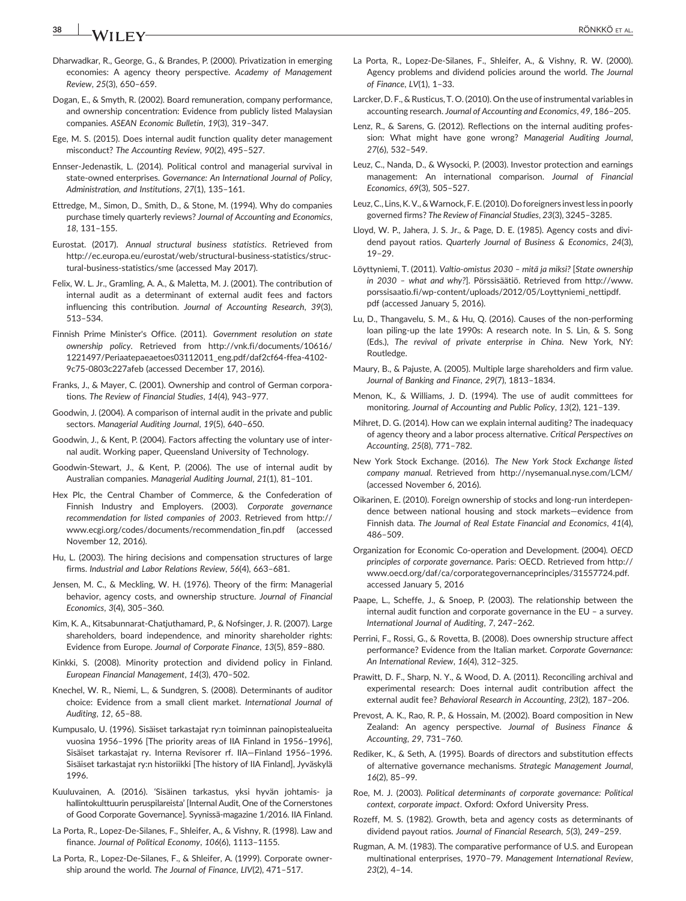Dharwadkar, R., George, G., & Brandes, P. (2000). Privatization in emerging economies: A agency theory perspective. *Academy of Management Review*, *25*(3), 650–659.

Dogan, E., & Smyth, R. (2002). Board remuneration, company performance, and ownership concentration: Evidence from publicly listed Malaysian companies. *ASEAN Economic Bulletin*, *19*(3), 319–347.

Ege, M. S. (2015). Does internal audit function quality deter management misconduct? *The Accounting Review*, *90*(2), 495–527.

Ennser-Jedenastik, L. (2014). Political control and managerial survival in state-owned enterprises. *Governance: An International Journal of Policy, Administration, and Institutions*, *27*(1), 135–161.

Ettredge, M., Simon, D., Smith, D., & Stone, M. (1994). Why do companies purchase timely quarterly reviews? *Journal of Accounting and Economics*, *18*, 131–155.

Eurostat. (2017). *Annual structural business statistics*. Retrieved from http://ec.europa.eu/eurostat/web/structural-business-statistics/structural-business-statistics/sme (accessed May 2017).

Felix, W. L. Jr., Gramling, A. A., & Maletta, M. J. (2001). The contribution of internal audit as a determinant of external audit fees and factors influencing this contribution. *Journal of Accounting Research*, *39*(3), 513–534.

Finnish Prime Minister's Office. (2011). *Government resolution on state ownership policy*. Retrieved from http://vnk.fi/documents/10616/1221497/Periaatepaeaetoes03112011_eng.pdf/daf2cf64-ffea-4102-9c75-0803c227afeb (accessed December 17, 2016).

Franks, J., & Mayer, C. (2001). Ownership and control of German corporations. *The Review of Financial Studies*, *14*(4), 943–977.

Goodwin, J. (2004). A comparison of internal audit in the private and public sectors. *Managerial Auditing Journal*, *19*(5), 640–650.

Goodwin, J., & Kent, P. (2004). Factors affecting the voluntary use of internal audit. Working paper, Queensland University of Technology.

Goodwin-Stewart, J., & Kent, P. (2006). The use of internal audit by Australian companies. *Managerial Auditing Journal*, *21*(1), 81–101.

Hex Plc, the Central Chamber of Commerce, & the Confederation of Finnish Industry and Employers. (2003). *Corporate governance recommendation for listed companies of 2003*. Retrieved from http://www.ecgi.org/codes/documents/recommendation_fin.pdf (accessed November 12, 2016).

Hu, L. (2003). The hiring decisions and compensation structures of large firms. *Industrial and Labor Relations Review*, *56*(4), 663–681.

Jensen, M. C., & Meckling, W. H. (1976). Theory of the firm: Managerial behavior, agency costs, and ownership structure. *Journal of Financial Economics*, *3*(4), 305–360.

Kim, K. A., Kitsabunnarat-Chatjuthamard, P., & Nofsinger, J. R. (2007). Large shareholders, board independence, and minority shareholder rights: Evidence from Europe. *Journal of Corporate Finance*, *13*(5), 859–880.

Kinkki, S. (2008). Minority protection and dividend policy in Finland. *European Financial Management*, *14*(3), 470–502.

Knechel, W. R., Niemi, L., & Sundgren, S. (2008). Determinants of auditor choice: Evidence from a small client market. *International Journal of Auditing*, *12*, 65–88.

Kumpusalo, U. (1996). Sisäiset tarkastajat ry:n toiminnan painopistealueita vuosina 1956–1996 [The priority areas of IIA Finland in 1956–1996], Sisäiset tarkastajat ry. Interna Revisorer rf. IIA—Finland 1956–1996. Sisäiset tarkastajat ry:n historiikki [The history of IIA Finland], Jyväskylä 1996.

Kuuluvainen, A. (2016). 'Sisäinen tarkastus, yksi hyvän johtamis- ja hallintokulttuurin peruspilareista' [Internal Audit, One of the Cornerstones of Good Corporate Governance]. Syynissä-magazine 1/2016. IIA Finland.

La Porta, R., Lopez-De-Silanes, F., Shleifer, A., & Vishny, R. (1998). Law and finance. *Journal of Political Economy*, *106*(6), 1113–1155.

La Porta, R., Lopez-De-Silanes, F., & Shleifer, A. (1999). Corporate ownership around the world. *The Journal of Finance*, *LIV*(2), 471–517.

La Porta, R., Lopez-De-Silanes, F., Shleifer, A., & Vishny, R. W. (2000). Agency problems and dividend policies around the world. *The Journal of Finance*, *LV*(1), 1–33.

Larcker, D. F., & Rusticus, T. O. (2010). On the use of instrumental variables in accounting research. *Journal of Accounting and Economics*, *49*, 186–205.

Lenz, R., & Sarens, G. (2012). Reflections on the internal auditing profession: What might have gone wrong? *Managerial Auditing Journal*, *27*(6), 532–549.

Leuz, C., Nanda, D., & Wysocki, P. (2003). Investor protection and earnings management: An international comparison. *Journal of Financial Economics*, *69*(3), 505–527.

Leuz, C., Lins, K. V., & Warnock, F. E. (2010). Do foreigners invest less in poorly governed firms? *The Review of Financial Studies*, *23*(3), 3245–3285.

Lloyd, W. P., Jahera, J. S. Jr., & Page, D. E. (1985). Agency costs and dividend payout ratios. *Quarterly Journal of Business & Economics*, *24*(3), 19–29.

Löyttyniemi, T. (2011). *Valtio-omistus 2030 – mitä ja miksi?* [*State ownership in 2030 – what and why?*]. Pörssisäätiö. Retrieved from http://www.porssisaatio.fi/wp-content/uploads/2012/05/Loyttyniemi_nettipdf.pdf (accessed January 5, 2016).

Lu, D., Thangavelu, S. M., & Hu, Q. (2016). Causes of the non-performing loan piling-up the late 1990s: A research note. In S. Lin, & S. Song (Eds.), *The revival of private enterprise in China*. New York, NY: Routledge.

Maury, B., & Pajuste, A. (2005). Multiple large shareholders and firm value. *Journal of Banking and Finance*, *29*(7), 1813–1834.

Menon, K., & Williams, J. D. (1994). The use of audit committees for monitoring. *Journal of Accounting and Public Policy*, *13*(2), 121–139.

Mihret, D. G. (2014). How can we explain internal auditing? The inadequacy of agency theory and a labor process alternative. *Critical Perspectives on Accounting*, *25*(8), 771–782.

New York Stock Exchange. (2016). *The New York Stock Exchange listed company manual*. Retrieved from http://nysemanual.nyse.com/LCM/ (accessed November 6, 2016).

Oikarinen, E. (2010). Foreign ownership of stocks and long-run interdependence between national housing and stock markets—evidence from Finnish data. *The Journal of Real Estate Financial and Economics*, *41*(4), 486–509.

Organization for Economic Co-operation and Development. (2004). *OECD principles of corporate governance*. Paris: OECD. Retrieved from http://www.oecd.org/daf/ca/corporategovernanceprinciples/31557724.pdf. accessed January 5, 2016

Paape, L., Scheffe, J., & Snoep, P. (2003). The relationship between the internal audit function and corporate governance in the EU – a survey. *International Journal of Auditing*, *7*, 247–262.

Perrini, F., Rossi, G., & Rovetta, B. (2008). Does ownership structure affect performance? Evidence from the Italian market. *Corporate Governance: An International Review*, *16*(4), 312–325.

Prawitt, D. F., Sharp, N. Y., & Wood, D. A. (2011). Reconciling archival and experimental research: Does internal audit contribution affect the external audit fee? *Behavioral Research in Accounting*, *23*(2), 187–206.

Prevost, A. K., Rao, R. P., & Hossain, M. (2002). Board composition in New Zealand: An agency perspective. *Journal of Business Finance & Accounting*, *29*, 731–760.

Rediker, K., & Seth, A. (1995). Boards of directors and substitution effects of alternative governance mechanisms. *Strategic Management Journal*, *16*(2), 85–99.

Roe, M. J. (2003). *Political determinants of corporate governance: Political context, corporate impact*. Oxford: Oxford University Press.

Rozeff, M. S. (1982). Growth, beta and agency costs as determinants of dividend payout ratios. *Journal of Financial Research*, *5*(3), 249–259.

Rugman, A. M. (1983). The comparative performance of U.S. and European multinational enterprises, 1970–79. *Management International Review*, *23*(2), 4–14.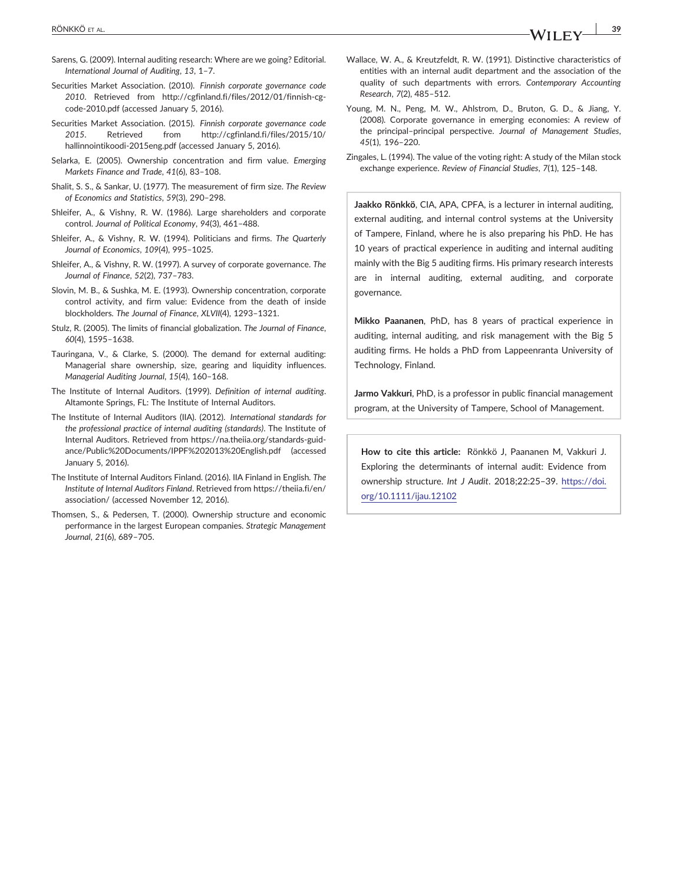Sarens, G. (2009). Internal auditing research: Where are we going? Editorial. *International Journal of Auditing*, *13*, 1–7.

Securities Market Association. (2010). *Finnish corporate governance code 2010*. Retrieved from http://cgfinland.fi/files/2012/01/finnish-cg-code-2010.pdf (accessed January 5, 2016).

Securities Market Association. (2015). *Finnish corporate governance code 2015*. Retrieved from http://cgfinland.fi/files/2015/10/hallinnointikoodi-2015eng.pdf (accessed January 5, 2016).

Selarka, E. (2005). Ownership concentration and firm value. *Emerging Markets Finance and Trade*, *41*(6), 83–108.

Shalit, S. S., & Sankar, U. (1977). The measurement of firm size. *The Review of Economics and Statistics*, *59*(3), 290–298.

Shleifer, A., & Vishny, R. W. (1986). Large shareholders and corporate control. *Journal of Political Economy*, *94*(3), 461–488.

Shleifer, A., & Vishny, R. W. (1994). Politicians and firms. *The Quarterly Journal of Economics*, *109*(4), 995–1025.

Shleifer, A., & Vishny, R. W. (1997). A survey of corporate governance. *The Journal of Finance*, *52*(2), 737–783.

Slovin, M. B., & Sushka, M. E. (1993). Ownership concentration, corporate control activity, and firm value: Evidence from the death of inside blockholders. *The Journal of Finance*, *XLVII*(4), 1293–1321.

Stulz, R. (2005). The limits of financial globalization. *The Journal of Finance*, *60*(4), 1595–1638.

Tauringana, V., & Clarke, S. (2000). The demand for external auditing: Managerial share ownership, size, gearing and liquidity influences. *Managerial Auditing Journal*, *15*(4), 160–168.

The Institute of Internal Auditors. (1999). *Definition of internal auditing*. Altamonte Springs, FL: The Institute of Internal Auditors.

The Institute of Internal Auditors (IIA). (2012). *International standards for the professional practice of internal auditing (standards)*. The Institute of Internal Auditors. Retrieved from https://na.theiia.org/standards-guidance/Public%20Documents/IPPF%202013%20English.pdf (accessed January 5, 2016).

The Institute of Internal Auditors Finland. (2016). IIA Finland in English. *The Institute of Internal Auditors Finland*. Retrieved from https://theiia.fi/en/association/ (accessed November 12, 2016).

Thomsen, S., & Pedersen, T. (2000). Ownership structure and economic performance in the largest European companies. *Strategic Management Journal*, *21*(6), 689–705.

Wallace, W. A., & Kreutzfeldt, R. W. (1991). Distinctive characteristics of entities with an internal audit department and the association of the quality of such departments with errors. *Contemporary Accounting Research*, *7*(2), 485–512.

Young, M. N., Peng, M. W., Ahlstrom, D., Bruton, G. D., & Jiang, Y. (2008). Corporate governance in emerging economies: A review of the principal–principal perspective. *Journal of Management Studies*, *45*(1), 196–220.

Zingales, L. (1994). The value of the voting right: A study of the Milan stock exchange experience. *Review of Financial Studies*, *7*(1), 125–148.

**Jaakko Rönkkö**, CIA, APA, CPFA, is a lecturer in internal auditing, external auditing, and internal control systems at the University of Tampere, Finland, where he is also preparing his PhD. He has 10 years of practical experience in auditing and internal auditing mainly with the Big 5 auditing firms. His primary research interests are in internal auditing, external auditing, and corporate governance.

**Mikko Paananen**, PhD, has 8 years of practical experience in auditing, internal auditing, and risk management with the Big 5 auditing firms. He holds a PhD from Lappeenranta University of Technology, Finland.

**Jarmo Vakkuri**, PhD, is a professor in public financial management program, at the University of Tampere, School of Management.

**How to cite this article:** Rönkkö J, Paananen M, Vakkuri J. Exploring the determinants of internal audit: Evidence from ownership structure. *Int J Audit*. 2018;22:25–39. https://doi.org/10.1111/ijau.12102